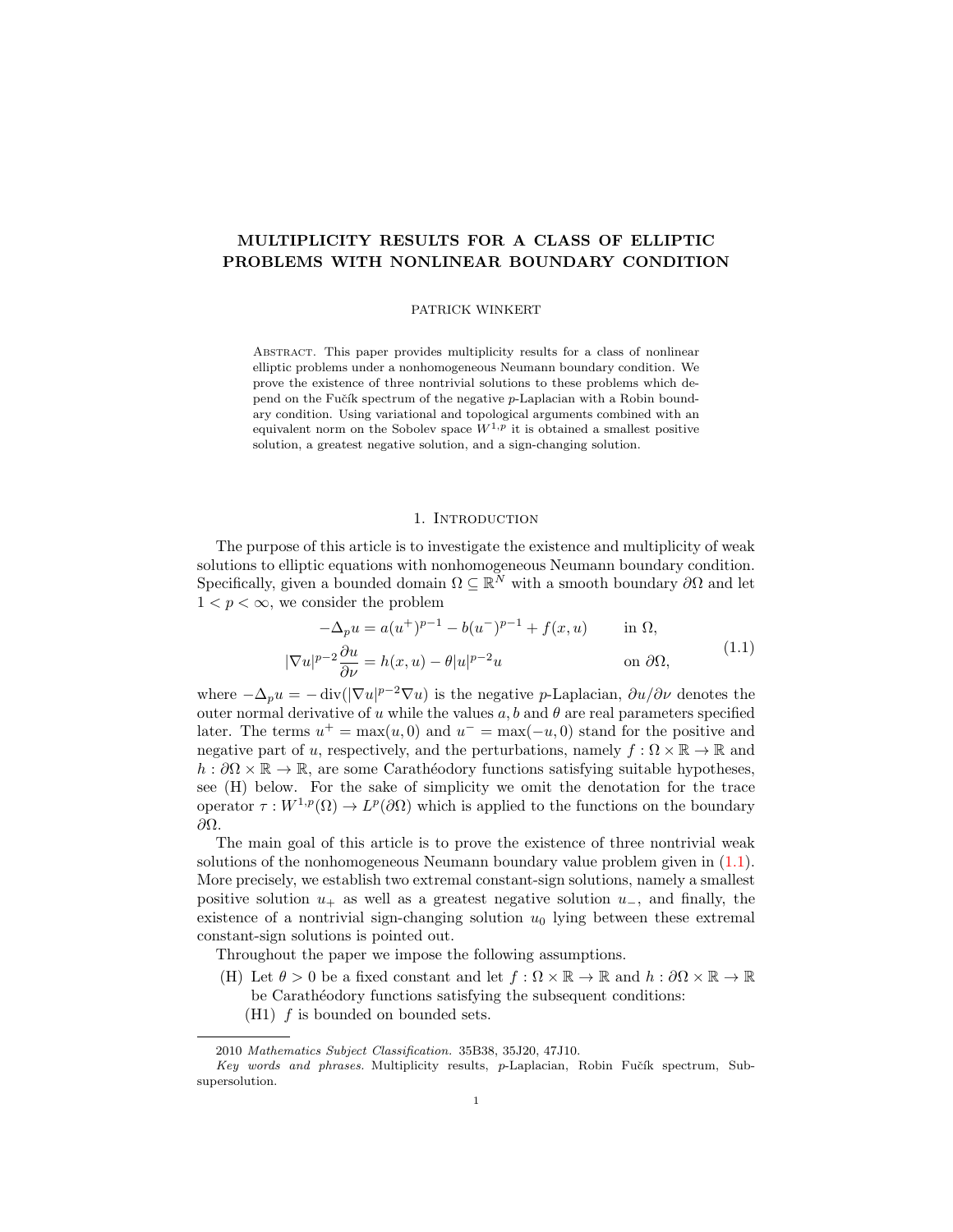# MULTIPLICITY RESULTS FOR A CLASS OF ELLIPTIC PROBLEMS WITH NONLINEAR BOUNDARY CONDITION

PATRICK WINKERT

Abstract. This paper provides multiplicity results for a class of nonlinear elliptic problems under a nonhomogeneous Neumann boundary condition. We prove the existence of three nontrivial solutions to these problems which depend on the Fučík spectrum of the negative $p$-Laplacian with a Robin boundary condition. Using variational and topological arguments combined with an equivalent norm on the Sobolev space $W^{1,p}$ it is obtained a smallest positive solution, a greatest negative solution, and a sign-changing solution.

## 1. Introduction

The purpose of this article is to investigate the existence and multiplicity of weak solutions to elliptic equations with nonhomogeneous Neumann boundary condition. Specifically, given a bounded domain $\Omega \subseteq \mathbb{R}^N$ with a smooth boundary $\partial\Omega$ and let $1 < p < \infty$, we consider the problem

$$
\begin{aligned}
-\Delta_p u &= a(u^+)^{p-1} - b(u^-)^{p-1} + f(x,u) \qquad &&\text{in } \Omega,\\
|\nabla u|^{p-2}\frac{\partial u}{\partial \nu} &= h(x,u) - \theta |u|^{p-2}u &&\text{on } \partial\Omega,
\end{aligned}
\tag{1.1}
$$

where $-\Delta_p u = -\operatorname{div}(|\nabla u|^{p-2}\nabla u)$ is the negative $p$-Laplacian, $\partial u/\partial \nu$ denotes the outer normal derivative of $u$ while the values $a, b$ and $\theta$ are real parameters specified later. The terms $u^+ = \max(u, 0)$ and $u^- = \max(-u, 0)$ stand for the positive and negative part of $u$, respectively, and the perturbations, namely $f : \Omega \times \mathbb{R} \to \mathbb{R}$ and $h : \partial\Omega \times \mathbb{R} \to \mathbb{R}$, are some Carathéodory functions satisfying suitable hypotheses, see (H) below. For the sake of simplicity we omit the denotation for the trace operator $\tau : W^{1,p}(\Omega) \to L^p(\partial\Omega)$ which is applied to the functions on the boundary $\partial\Omega$.

The main goal of this article is to prove the existence of three nontrivial weak solutions of the nonhomogeneous Neumann boundary value problem given in (1.1). More precisely, we establish two extremal constant-sign solutions, namely a smallest positive solution $u_+$ as well as a greatest negative solution $u_-$, and finally, the existence of a nontrivial sign-changing solution $u_0$ lying between these extremal constant-sign solutions is pointed out.

Throughout the paper we impose the following assumptions.

- (H) Let $\theta > 0$ be a fixed constant and let $f : \Omega \times \mathbb{R} \to \mathbb{R}$ and $h : \partial\Omega \times \mathbb{R} \to \mathbb{R}$ be Carathéodory functions satisfying the subsequent conditions:
  - (H1) $f$ is bounded on bounded sets.

2010 *Mathematics Subject Classification.* 35B38, 35J20, 47J10.

*Key words and phrases.* Multiplicity results, $p$-Laplacian, Robin Fučík spectrum, Subsupersolution.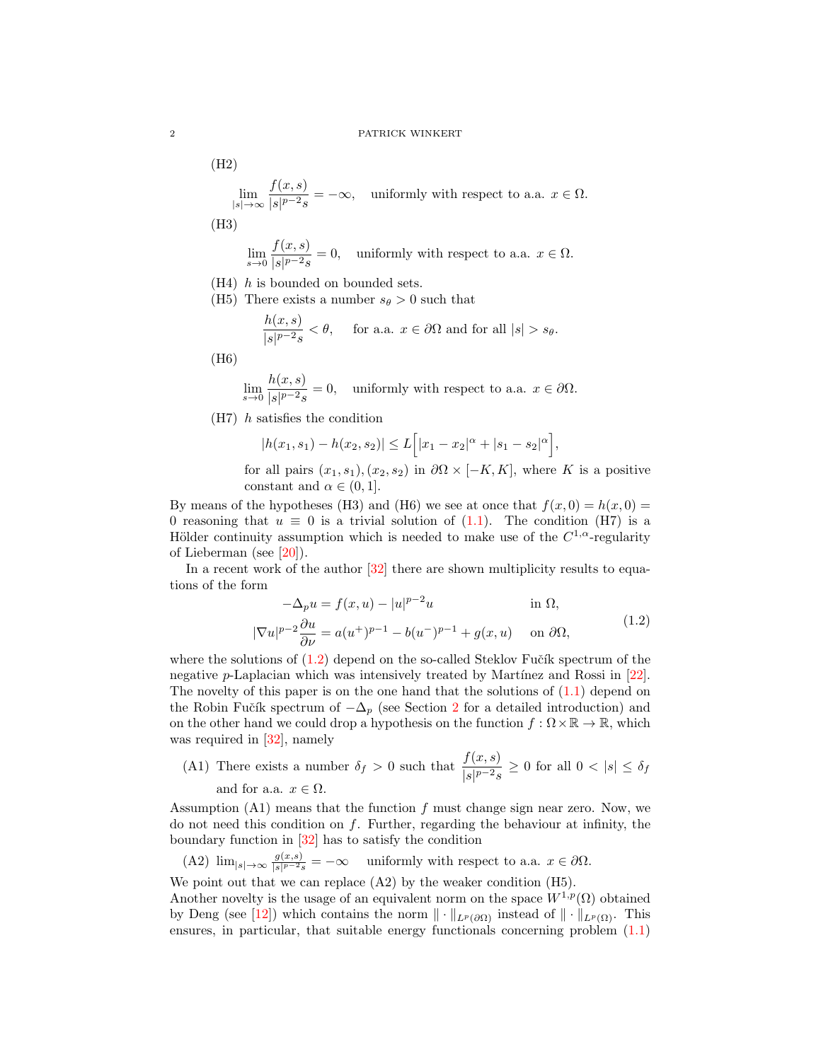(H2)

$$\lim_{|s|\to\infty} \frac{f(x,s)}{|s|^{p-2}s} = -\infty, \quad \text{uniformly with respect to a.a. } x \in \Omega.$$

(H3)

$$\lim_{s\to 0} \frac{f(x,s)}{|s|^{p-2}s} = 0, \quad \text{uniformly with respect to a.a. } x \in \Omega.$$

(H4) $h$ is bounded on bounded sets.

(H5) There exists a number $s_\theta > 0$ such that

$$\frac{h(x,s)}{|s|^{p-2}s} < \theta, \qquad \text{for a.a. } x \in \partial\Omega \text{ and for all } |s| > s_\theta.$$

(H6)

$$\lim_{s\to 0} \frac{h(x,s)}{|s|^{p-2}s} = 0, \quad \text{uniformly with respect to a.a. } x \in \partial\Omega.$$

(H7) $h$ satisfies the condition

$$|h(x_1,s_1) - h(x_2,s_2)| \leq L\Big[|x_1 - x_2|^\alpha + |s_1 - s_2|^\alpha\Big],$$

for all pairs $(x_1,s_1),(x_2,s_2)$ in $\partial\Omega \times [-K,K]$, where $K$ is a positive constant and $\alpha \in (0,1]$.

By means of the hypotheses (H3) and (H6) we see at once that $f(x,0) = h(x,0) = 0$ reasoning that $u \equiv 0$ is a trivial solution of (1.1). The condition (H7) is a Hölder continuity assumption which is needed to make use of the $C^{1,\alpha}$-regularity of Lieberman (see [20]).

In a recent work of the author [32] there are shown multiplicity results to equations of the form

$$\begin{aligned} -\Delta_p u &= f(x,u) - |u|^{p-2}u && \text{in } \Omega, \\ |\nabla u|^{p-2}\frac{\partial u}{\partial \nu} &= a(u^+)^{p-1} - b(u^-)^{p-1} + g(x,u) && \text{on } \partial\Omega, \end{aligned} \tag{1.2}$$

where the solutions of (1.2) depend on the so-called Steklov Fučík spectrum of the negative $p$-Laplacian which was intensively treated by Martínez and Rossi in [22]. The novelty of this paper is on the one hand that the solutions of (1.1) depend on the Robin Fučík spectrum of $-\Delta_p$ (see Section 2 for a detailed introduction) and on the other hand we could drop a hypothesis on the function $f : \Omega \times \mathbb{R} \to \mathbb{R}$, which was required in [32], namely

(A1) There exists a number $\delta_f > 0$ such that $\dfrac{f(x,s)}{|s|^{p-2}s} \geq 0$ for all $0 < |s| \leq \delta_f$ and for a.a. $x \in \Omega$.

Assumption (A1) means that the function $f$ must change sign near zero. Now, we do not need this condition on $f$. Further, regarding the behaviour at infinity, the boundary function in [32] has to satisfy the condition

(A2) $\lim_{|s|\to\infty} \frac{g(x,s)}{|s|^{p-2}s} = -\infty$ uniformly with respect to a.a. $x \in \partial\Omega$.

We point out that we can replace (A2) by the weaker condition (H5).

Another novelty is the usage of an equivalent norm on the space $W^{1,p}(\Omega)$ obtained by Deng (see [12]) which contains the norm $\|\cdot\|_{L^p(\partial\Omega)}$ instead of $\|\cdot\|_{L^p(\Omega)}$. This ensures, in particular, that suitable energy functionals concerning problem (1.1)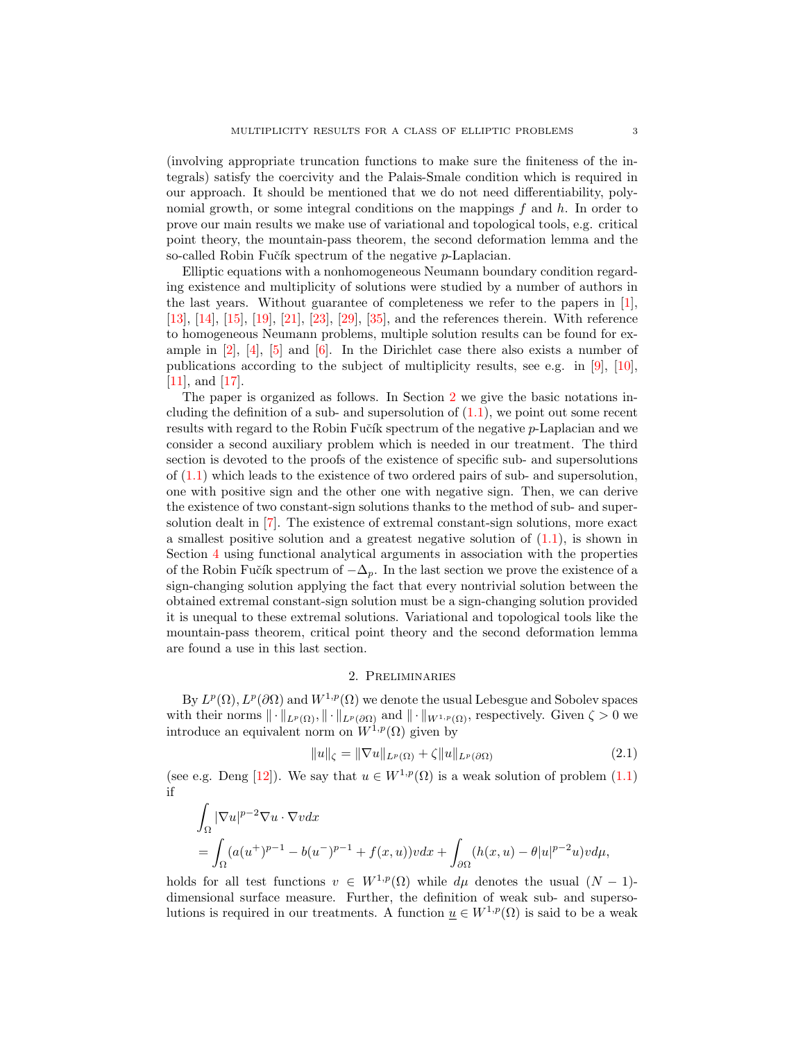(involving appropriate truncation functions to make sure the finiteness of the integrals) satisfy the coercivity and the Palais-Smale condition which is required in our approach. It should be mentioned that we do not need differentiability, polynomial growth, or some integral conditions on the mappings $f$ and $h$. In order to prove our main results we make use of variational and topological tools, e.g. critical point theory, the mountain-pass theorem, the second deformation lemma and the so-called Robin Fučík spectrum of the negative $p$-Laplacian.

Elliptic equations with a nonhomogeneous Neumann boundary condition regarding existence and multiplicity of solutions were studied by a number of authors in the last years. Without guarantee of completeness we refer to the papers in [1], [13], [14], [15], [19], [21], [23], [29], [35], and the references therein. With reference to homogeneous Neumann problems, multiple solution results can be found for example in [2], [4], [5] and [6]. In the Dirichlet case there also exists a number of publications according to the subject of multiplicity results, see e.g. in [9], [10], [11], and [17].

The paper is organized as follows. In Section 2 we give the basic notations including the definition of a sub- and supersolution of (1.1), we point out some recent results with regard to the Robin Fučík spectrum of the negative $p$-Laplacian and we consider a second auxiliary problem which is needed in our treatment. The third section is devoted to the proofs of the existence of specific sub- and supersolutions of (1.1) which leads to the existence of two ordered pairs of sub- and supersolution, one with positive sign and the other one with negative sign. Then, we can derive the existence of two constant-sign solutions thanks to the method of sub- and supersolution dealt in [7]. The existence of extremal constant-sign solutions, more exact a smallest positive solution and a greatest negative solution of (1.1), is shown in Section 4 using functional analytical arguments in association with the properties of the Robin Fučík spectrum of $-\Delta_p$. In the last section we prove the existence of a sign-changing solution applying the fact that every nontrivial solution between the obtained extremal constant-sign solution must be a sign-changing solution provided it is unequal to these extremal solutions. Variational and topological tools like the mountain-pass theorem, critical point theory and the second deformation lemma are found a use in this last section.

## 2. Preliminaries

By $L^p(\Omega), L^p(\partial\Omega)$ and $W^{1,p}(\Omega)$ we denote the usual Lebesgue and Sobolev spaces with their norms $\|\cdot\|_{L^p(\Omega)}, \|\cdot\|_{L^p(\partial\Omega)}$ and $\|\cdot\|_{W^{1,p}(\Omega)}$, respectively. Given $\zeta > 0$ we introduce an equivalent norm on $W^{1,p}(\Omega)$ given by

$$\|u\|_\zeta = \|\nabla u\|_{L^p(\Omega)} + \zeta\|u\|_{L^p(\partial\Omega)} \tag{2.1}$$

(see e.g. Deng [12]). We say that $u \in W^{1,p}(\Omega)$ is a weak solution of problem (1.1) if

$$\begin{aligned}
&\int_\Omega |\nabla u|^{p-2}\nabla u \cdot \nabla v dx \\
&= \int_\Omega (a(u^+)^{p-1} - b(u^-)^{p-1} + f(x,u))v dx + \int_{\partial\Omega} (h(x,u) - \theta|u|^{p-2}u)v d\mu,
\end{aligned}$$

holds for all test functions $v \in W^{1,p}(\Omega)$ while $d\mu$ denotes the usual $(N-1)$-dimensional surface measure. Further, the definition of weak sub- and supersolutions is required in our treatments. A function $\underline{u} \in W^{1,p}(\Omega)$ is said to be a weak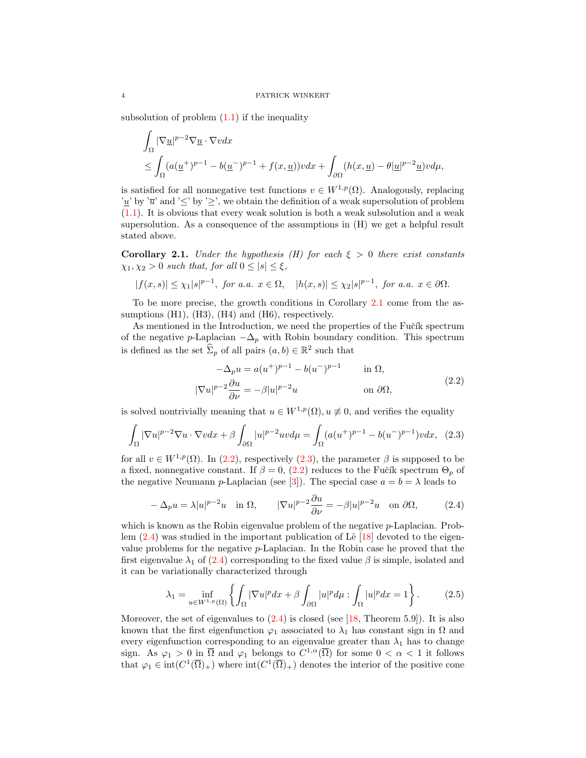subsolution of problem (1.1) if the inequality

$$
\begin{aligned}
&\int_\Omega |\nabla \underline{u}|^{p-2}\nabla \underline{u} \cdot \nabla v dx \\
&\leq \int_\Omega (a(\underline{u}^+)^{p-1} - b(\underline{u}^-)^{p-1} + f(x,\underline{u}))v dx + \int_{\partial\Omega} (h(x,\underline{u}) - \theta|\underline{u}|^{p-2}\underline{u}) v d\mu,
\end{aligned}
$$

is satisfied for all nonnegative test functions $v \in W^{1,p}(\Omega)$. Analogously, replacing '$\underline{u}$' by '$\overline{u}$' and '$\leq$' by '$\geq$', we obtain the definition of a weak supersolution of problem (1.1). It is obvious that every weak solution is both a weak subsolution and a weak supersolution. As a consequence of the assumptions in (H) we get a helpful result stated above.

**Corollary 2.1.** *Under the hypothesis (H) for each $\xi > 0$ there exist constants $\chi_1, \chi_2 > 0$ such that, for all $0 \leq |s| \leq \xi$,*

$$
|f(x,s)| \leq \chi_1 |s|^{p-1}, \ \textit{for a.a. } x \in \Omega, \quad |h(x,s)| \leq \chi_2 |s|^{p-1}, \ \textit{for a.a. } x \in \partial\Omega.
$$

To be more precise, the growth conditions in Corollary 2.1 come from the assumptions (H1), (H3), (H4) and (H6), respectively.

As mentioned in the Introduction, we need the properties of the Fučík spectrum of the negative $p$-Laplacian $-\Delta_p$ with Robin boundary condition. This spectrum is defined as the set $\widehat{\Sigma}_p$ of all pairs $(a,b) \in \mathbb{R}^2$ such that

$$
\begin{aligned}
-\Delta_p u &= a(u^+)^{p-1} - b(u^-)^{p-1} && \text{in } \Omega, \\
|\nabla u|^{p-2}\frac{\partial u}{\partial \nu} &= -\beta |u|^{p-2} u && \text{on } \partial\Omega,
\end{aligned}
\tag{2.2}
$$

is solved nontrivially meaning that $u \in W^{1,p}(\Omega), u \not\equiv 0$, and verifies the equality

$$
\int_\Omega |\nabla u|^{p-2}\nabla u \cdot \nabla v dx + \beta \int_{\partial\Omega} |u|^{p-2} u v d\mu = \int_\Omega (a(u^+)^{p-1} - b(u^-)^{p-1}) v dx, \tag{2.3}
$$

for all $v \in W^{1,p}(\Omega)$. In (2.2), respectively (2.3), the parameter $\beta$ is supposed to be a fixed, nonnegative constant. If $\beta = 0$, (2.2) reduces to the Fučík spectrum $\Theta_p$ of the negative Neumann $p$-Laplacian (see [3]). The special case $a = b = \lambda$ leads to

$$
-\Delta_p u = \lambda |u|^{p-2} u \quad \text{in } \Omega, \qquad |\nabla u|^{p-2}\frac{\partial u}{\partial \nu} = -\beta |u|^{p-2} u \quad \text{on } \partial\Omega, \tag{2.4}
$$

which is known as the Robin eigenvalue problem of the negative $p$-Laplacian. Problem (2.4) was studied in the important publication of Lê [18] devoted to the eigenvalue problems for the negative $p$-Laplacian. In the Robin case he proved that the first eigenvalue $\lambda_1$ of (2.4) corresponding to the fixed value $\beta$ is simple, isolated and it can be variationally characterized through

$$
\lambda_1 = \inf_{u \in W^{1,p}(\Omega)} \left\{ \int_\Omega |\nabla u|^p dx + \beta \int_{\partial\Omega} |u|^p d\mu : \int_\Omega |u|^p dx = 1 \right\}. \tag{2.5}
$$

Moreover, the set of eigenvalues to (2.4) is closed (see [18, Theorem 5.9]). It is also known that the first eigenfunction $\varphi_1$ associated to $\lambda_1$ has constant sign in $\Omega$ and every eigenfunction corresponding to an eigenvalue greater than $\lambda_1$ has to change sign. As $\varphi_1 > 0$ in $\overline{\Omega}$ and $\varphi_1$ belongs to $C^{1,\alpha}(\overline{\Omega})$ for some $0 < \alpha < 1$ it follows that $\varphi_1 \in \operatorname{int}(C^1(\overline{\Omega})_+)$ where $\operatorname{int}(C^1(\overline{\Omega})_+)$ denotes the interior of the positive cone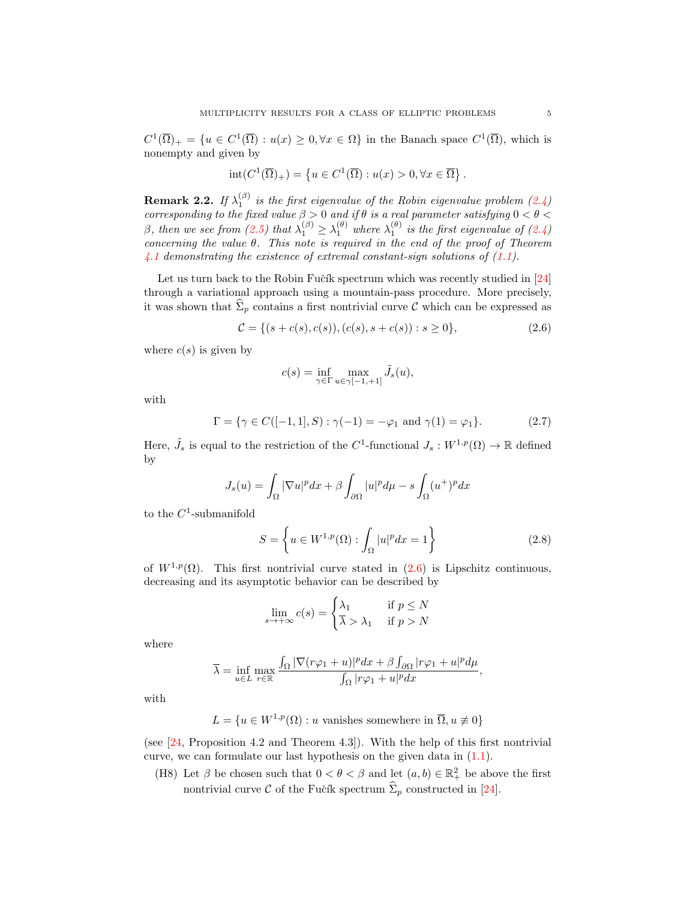$C^1(\overline{\Omega})_+ = \{u \in C^1(\overline{\Omega}) : u(x) \geq 0, \forall x \in \Omega\}$ in the Banach space $C^1(\overline{\Omega})$, which is nonempty and given by

$$\operatorname{int}(C^1(\overline{\Omega})_+) = \left\{u \in C^1(\overline{\Omega}) : u(x) > 0, \forall x \in \overline{\Omega}\right\}.$$

**Remark 2.2.** *If $\lambda_1^{(\beta)}$ is the first eigenvalue of the Robin eigenvalue problem (2.4) corresponding to the fixed value $\beta > 0$ and if $\theta$ is a real parameter satisfying $0 < \theta < \beta$, then we see from (2.5) that $\lambda_1^{(\beta)} \geq \lambda_1^{(\theta)}$ where $\lambda_1^{(\theta)}$ is the first eigenvalue of (2.4) concerning the value $\theta$. This note is required in the end of the proof of Theorem 4.1 demonstrating the existence of extremal constant-sign solutions of (1.1).*

Let us turn back to the Robin Fučík spectrum which was recently studied in [24] through a variational approach using a mountain-pass procedure. More precisely, it was shown that $\widehat{\Sigma}_p$ contains a first nontrivial curve $\mathcal{C}$ which can be expressed as

$$\mathcal{C} = \{(s + c(s), c(s)), (c(s), s + c(s)) : s \geq 0\}, \tag{2.6}$$

where $c(s)$ is given by

$$c(s) = \inf_{\gamma \in \Gamma} \max_{u \in \gamma[-1,+1]} \tilde{J}_s(u),$$

with

$$\Gamma = \{\gamma \in C([-1, 1], S) : \gamma(-1) = -\varphi_1 \text{ and } \gamma(1) = \varphi_1\}. \tag{2.7}$$

Here, $\tilde{J}_s$ is equal to the restriction of the $C^1$-functional $J_s : W^{1,p}(\Omega) \to \mathbb{R}$ defined by

$$J_s(u) = \int_\Omega |\nabla u|^p dx + \beta \int_{\partial\Omega} |u|^p d\mu - s \int_\Omega (u^+)^p dx$$

to the $C^1$-submanifold

$$S = \left\{u \in W^{1,p}(\Omega) : \int_\Omega |u|^p dx = 1\right\} \tag{2.8}$$

of $W^{1,p}(\Omega)$. This first nontrivial curve stated in (2.6) is Lipschitz continuous, decreasing and its asymptotic behavior can be described by

$$\lim_{s \to +\infty} c(s) = \begin{cases} \lambda_1 & \text{if } p \leq N \\ \overline{\lambda} > \lambda_1 & \text{if } p > N \end{cases}$$

where

$$\overline{\lambda} = \inf_{u \in L} \max_{r \in \mathbb{R}} \frac{\int_\Omega |\nabla(r\varphi_1 + u)|^p dx + \beta \int_{\partial\Omega} |r\varphi_1 + u|^p d\mu}{\int_\Omega |r\varphi_1 + u|^p dx},$$

with

$$L = \{u \in W^{1,p}(\Omega) : u \text{ vanishes somewhere in } \overline{\Omega}, u \not\equiv 0\}$$

(see [24, Proposition 4.2 and Theorem 4.3]). With the help of this first nontrivial curve, we can formulate our last hypothesis on the given data in (1.1).

- (H8) Let $\beta$ be chosen such that $0 < \theta < \beta$ and let $(a, b) \in \mathbb{R}_+^2$ be above the first nontrivial curve $\mathcal{C}$ of the Fučík spectrum $\widehat{\Sigma}_p$ constructed in [24].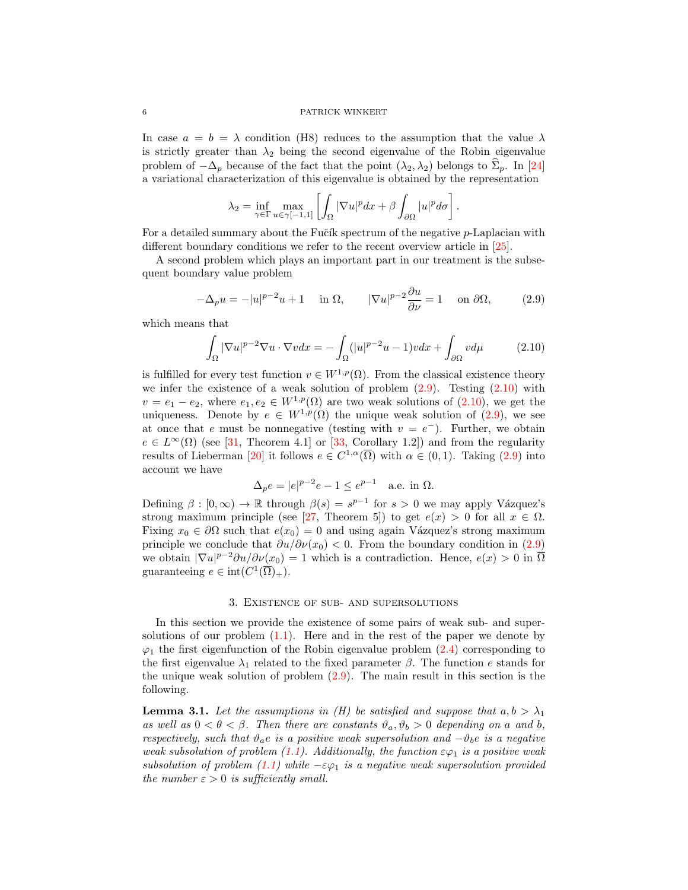In case $a = b = \lambda$ condition (H8) reduces to the assumption that the value $\lambda$ is strictly greater than $\lambda_2$ being the second eigenvalue of the Robin eigenvalue problem of $-\Delta_p$ because of the fact that the point $(\lambda_2, \lambda_2)$ belongs to $\widehat{\Sigma}_p$. In [24] a variational characterization of this eigenvalue is obtained by the representation

$$\lambda_2 = \inf_{\gamma \in \Gamma} \max_{u \in \gamma[-1,1]} \left[ \int_\Omega |\nabla u|^p dx + \beta \int_{\partial\Omega} |u|^p d\sigma \right].$$

For a detailed summary about the Fučík spectrum of the negative $p$-Laplacian with different boundary conditions we refer to the recent overview article in [25].

A second problem which plays an important part in our treatment is the subsequent boundary value problem

$$-\Delta_p u = -|u|^{p-2}u + 1 \quad \text{in } \Omega, \qquad |\nabla u|^{p-2} \frac{\partial u}{\partial \nu} = 1 \quad \text{on } \partial\Omega, \tag{2.9}$$

which means that

$$\int_\Omega |\nabla u|^{p-2} \nabla u \cdot \nabla v dx = -\int_\Omega (|u|^{p-2}u - 1) v dx + \int_{\partial\Omega} v d\mu \tag{2.10}$$

is fulfilled for every test function $v \in W^{1,p}(\Omega)$. From the classical existence theory we infer the existence of a weak solution of problem (2.9). Testing (2.10) with $v = e_1 - e_2$, where $e_1, e_2 \in W^{1,p}(\Omega)$ are two weak solutions of (2.10), we get the uniqueness. Denote by $e \in W^{1,p}(\Omega)$ the unique weak solution of (2.9), we see at once that $e$ must be nonnegative (testing with $v = e^-$). Further, we obtain $e \in L^\infty(\Omega)$ (see [31, Theorem 4.1] or [33, Corollary 1.2]) and from the regularity results of Lieberman [20] it follows $e \in C^{1,\alpha}(\overline{\Omega})$ with $\alpha \in (0,1)$. Taking (2.9) into account we have

$$\Delta_p e = |e|^{p-2}e - 1 \leq e^{p-1} \quad \text{a.e. in } \Omega.$$

Defining $\beta : [0, \infty) \to \mathbb{R}$ through $\beta(s) = s^{p-1}$ for $s > 0$ we may apply Vázquez's strong maximum principle (see [27, Theorem 5]) to get $e(x) > 0$ for all $x \in \Omega$. Fixing $x_0 \in \partial\Omega$ such that $e(x_0) = 0$ and using again Vázquez's strong maximum principle we conclude that $\partial u / \partial \nu(x_0) < 0$. From the boundary condition in (2.9) we obtain $|\nabla u|^{p-2} \partial u / \partial \nu(x_0) = 1$ which is a contradiction. Hence, $e(x) > 0$ in $\overline{\Omega}$ guaranteeing $e \in \operatorname{int}(C^1(\overline{\Omega})_+)$.

## 3. Existence of sub- and supersolutions

In this section we provide the existence of some pairs of weak sub- and supersolutions of our problem (1.1). Here and in the rest of the paper we denote by $\varphi_1$ the first eigenfunction of the Robin eigenvalue problem (2.4) corresponding to the first eigenvalue $\lambda_1$ related to the fixed parameter $\beta$. The function $e$ stands for the unique weak solution of problem (2.9). The main result in this section is the following.

**Lemma 3.1.** *Let the assumptions in (H) be satisfied and suppose that $a, b > \lambda_1$ as well as $0 < \theta < \beta$. Then there are constants $\vartheta_a, \vartheta_b > 0$ depending on $a$ and $b$, respectively, such that $\vartheta_a e$ is a positive weak supersolution and $-\vartheta_b e$ is a negative weak subsolution of problem (1.1). Additionally, the function $\varepsilon\varphi_1$ is a positive weak subsolution of problem (1.1) while $-\varepsilon\varphi_1$ is a negative weak supersolution provided the number $\varepsilon > 0$ is sufficiently small.*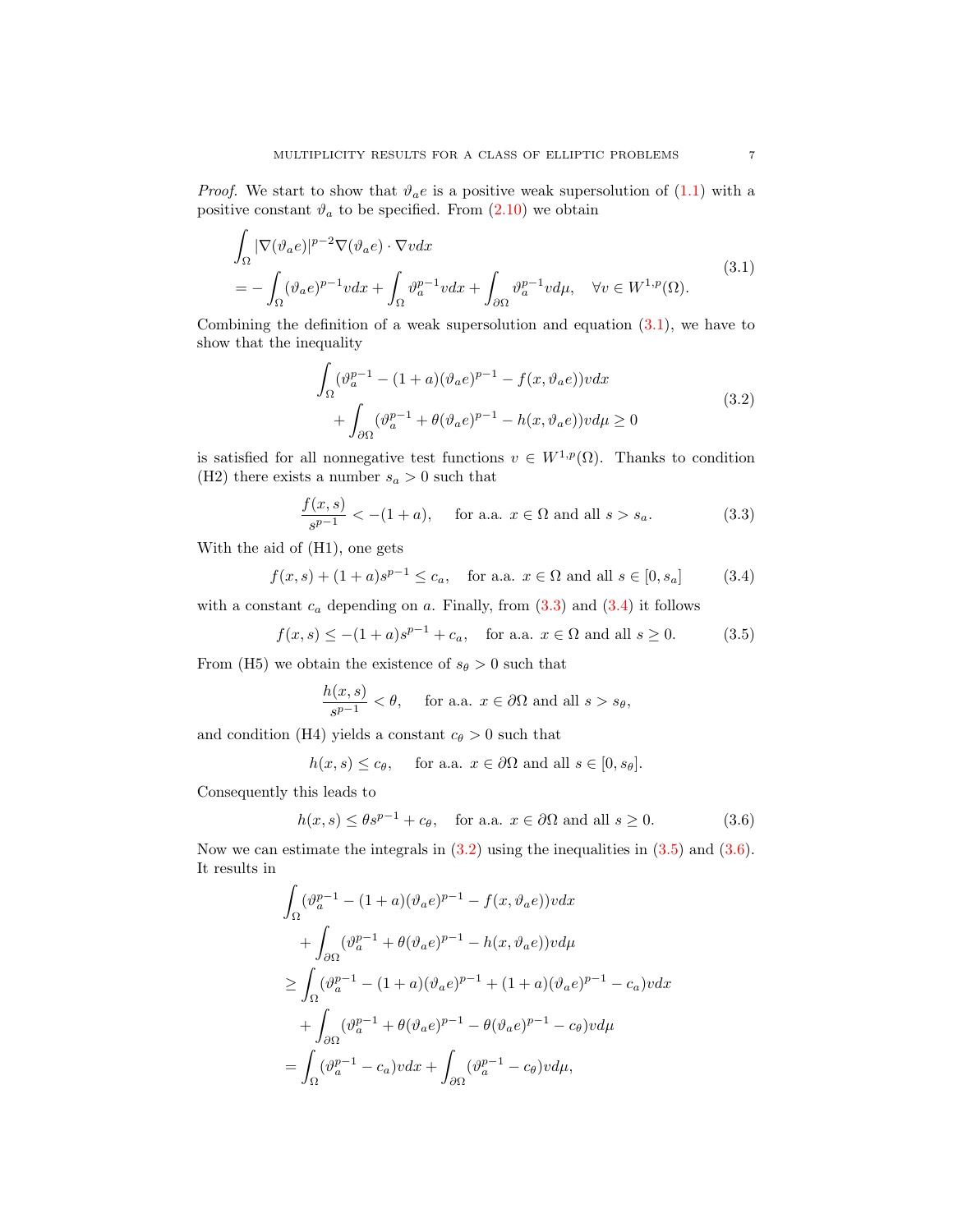*Proof.* We start to show that $\vartheta_a e$ is a positive weak supersolution of (1.1) with a positive constant $\vartheta_a$ to be specified. From (2.10) we obtain

$$\begin{aligned}
&\int_\Omega |\nabla(\vartheta_a e)|^{p-2}\nabla(\vartheta_a e)\cdot \nabla v dx \\
&= -\int_\Omega (\vartheta_a e)^{p-1} v dx + \int_\Omega \vartheta_a^{p-1} v dx + \int_{\partial\Omega} \vartheta_a^{p-1} v d\mu, \quad \forall v \in W^{1,p}(\Omega).
\end{aligned} \tag{3.1}$$

Combining the definition of a weak supersolution and equation (3.1), we have to show that the inequality

$$\begin{aligned}
&\int_\Omega (\vartheta_a^{p-1} - (1+a)(\vartheta_a e)^{p-1} - f(x,\vartheta_a e)) v dx \\
&\qquad + \int_{\partial\Omega} (\vartheta_a^{p-1} + \theta(\vartheta_a e)^{p-1} - h(x,\vartheta_a e)) v d\mu \geq 0
\end{aligned} \tag{3.2}$$

is satisfied for all nonnegative test functions $v \in W^{1,p}(\Omega)$. Thanks to condition (H2) there exists a number $s_a > 0$ such that

$$\frac{f(x,s)}{s^{p-1}} < -(1+a), \quad \text{for a.a. } x \in \Omega \text{ and all } s > s_a. \tag{3.3}$$

With the aid of (H1), one gets

$$f(x,s) + (1+a)s^{p-1} \leq c_a, \quad \text{for a.a. } x \in \Omega \text{ and all } s \in [0, s_a] \tag{3.4}$$

with a constant $c_a$ depending on $a$. Finally, from (3.3) and (3.4) it follows

$$f(x,s) \leq -(1+a)s^{p-1} + c_a, \quad \text{for a.a. } x \in \Omega \text{ and all } s \geq 0. \tag{3.5}$$

From (H5) we obtain the existence of $s_\theta > 0$ such that

$$\frac{h(x,s)}{s^{p-1}} < \theta, \quad \text{for a.a. } x \in \partial\Omega \text{ and all } s > s_\theta,$$

and condition (H4) yields a constant $c_\theta > 0$ such that

$$h(x,s) \leq c_\theta, \quad \text{for a.a. } x \in \partial\Omega \text{ and all } s \in [0, s_\theta].$$

Consequently this leads to

$$h(x,s) \leq \theta s^{p-1} + c_\theta, \quad \text{for a.a. } x \in \partial\Omega \text{ and all } s \geq 0. \tag{3.6}$$

Now we can estimate the integrals in (3.2) using the inequalities in (3.5) and (3.6). It results in

$$\begin{aligned}
&\int_\Omega (\vartheta_a^{p-1} - (1+a)(\vartheta_a e)^{p-1} - f(x,\vartheta_a e)) v dx \\
&\quad + \int_{\partial\Omega} (\vartheta_a^{p-1} + \theta(\vartheta_a e)^{p-1} - h(x,\vartheta_a e)) v d\mu \\
&\geq \int_\Omega (\vartheta_a^{p-1} - (1+a)(\vartheta_a e)^{p-1} + (1+a)(\vartheta_a e)^{p-1} - c_a) v dx \\
&\quad + \int_{\partial\Omega} (\vartheta_a^{p-1} + \theta(\vartheta_a e)^{p-1} - \theta(\vartheta_a e)^{p-1} - c_\theta) v d\mu \\
&= \int_\Omega (\vartheta_a^{p-1} - c_a) v dx + \int_{\partial\Omega} (\vartheta_a^{p-1} - c_\theta) v d\mu,
\end{aligned}$$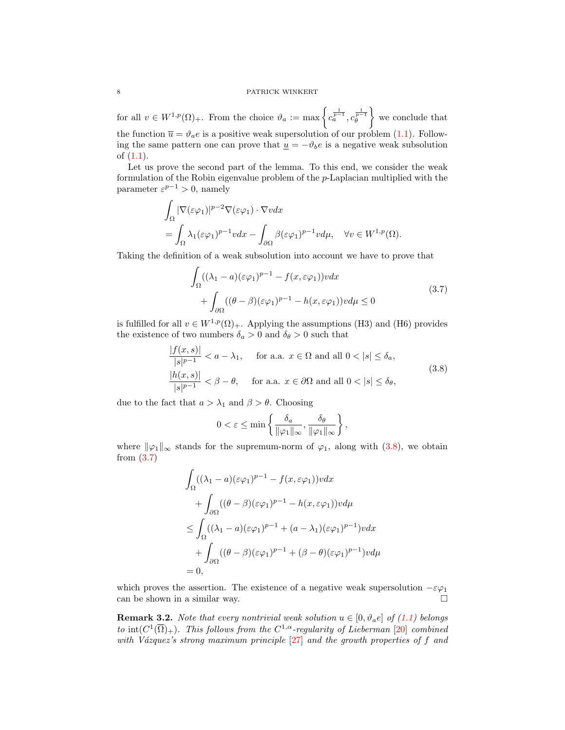for all $v \in W^{1,p}(\Omega)_+$. From the choice $\vartheta_a := \max\left\{c_a^{\frac{1}{p-1}}, c_\theta^{\frac{1}{p-1}}\right\}$ we conclude that the function $\overline{u} = \vartheta_a e$ is a positive weak supersolution of our problem (1.1). Following the same pattern one can prove that $\underline{u} = -\vartheta_b e$ is a negative weak subsolution of (1.1).

Let us prove the second part of the lemma. To this end, we consider the weak formulation of the Robin eigenvalue problem of the $p$-Laplacian multiplied with the parameter $\varepsilon^{p-1} > 0$, namely

$$
\begin{aligned}
&\int_\Omega |\nabla(\varepsilon\varphi_1)|^{p-2}\nabla(\varepsilon\varphi_1)\cdot\nabla v dx \\
&= \int_\Omega \lambda_1(\varepsilon\varphi_1)^{p-1} v dx - \int_{\partial\Omega} \beta(\varepsilon\varphi_1)^{p-1} v d\mu, \quad \forall v \in W^{1,p}(\Omega).
\end{aligned}
$$

Taking the definition of a weak subsolution into account we have to prove that

$$
\begin{aligned}
&\int_\Omega ((\lambda_1 - a)(\varepsilon\varphi_1)^{p-1} - f(x,\varepsilon\varphi_1)) v dx \\
&\quad + \int_{\partial\Omega} ((\theta - \beta)(\varepsilon\varphi_1)^{p-1} - h(x,\varepsilon\varphi_1)) v d\mu \leq 0
\end{aligned} \tag{3.7}
$$

is fulfilled for all $v \in W^{1,p}(\Omega)_+$. Applying the assumptions (H3) and (H6) provides the existence of two numbers $\delta_a > 0$ and $\delta_\theta > 0$ such that

$$
\begin{aligned}
&\frac{|f(x,s)|}{|s|^{p-1}} < a - \lambda_1, \quad \text{for a.a. } x \in \Omega \text{ and all } 0 < |s| \leq \delta_a, \\
&\frac{|h(x,s)|}{|s|^{p-1}} < \beta - \theta, \quad \text{for a.a. } x \in \partial\Omega \text{ and all } 0 < |s| \leq \delta_\theta,
\end{aligned} \tag{3.8}
$$

due to the fact that $a > \lambda_1$ and $\beta > \theta$. Choosing

$$
0 < \varepsilon \leq \min\left\{\frac{\delta_a}{\|\varphi_1\|_\infty}, \frac{\delta_\theta}{\|\varphi_1\|_\infty}\right\},
$$

where $\|\varphi_1\|_\infty$ stands for the supremum-norm of $\varphi_1$, along with (3.8), we obtain from (3.7)

$$
\begin{aligned}
&\int_\Omega ((\lambda_1 - a)(\varepsilon\varphi_1)^{p-1} - f(x,\varepsilon\varphi_1)) v dx \\
&\quad + \int_{\partial\Omega} ((\theta - \beta)(\varepsilon\varphi_1)^{p-1} - h(x,\varepsilon\varphi_1)) v d\mu \\
&\leq \int_\Omega ((\lambda_1 - a)(\varepsilon\varphi_1)^{p-1} + (a - \lambda_1)(\varepsilon\varphi_1)^{p-1}) v dx \\
&\quad + \int_{\partial\Omega} ((\theta - \beta)(\varepsilon\varphi_1)^{p-1} + (\beta - \theta)(\varepsilon\varphi_1)^{p-1}) v d\mu \\
&= 0,
\end{aligned}
$$

which proves the assertion. The existence of a negative weak supersolution $-\varepsilon\varphi_1$ can be shown in a similar way. □

**Remark 3.2.** *Note that every nontrivial weak solution $u \in [0, \vartheta_a e]$ of (1.1) belongs to $\operatorname{int}(C^1(\overline{\Omega})_+)$. This follows from the $C^{1,\alpha}$-regularity of Lieberman [20] combined with Vázquez's strong maximum principle [27] and the growth properties of $f$ and*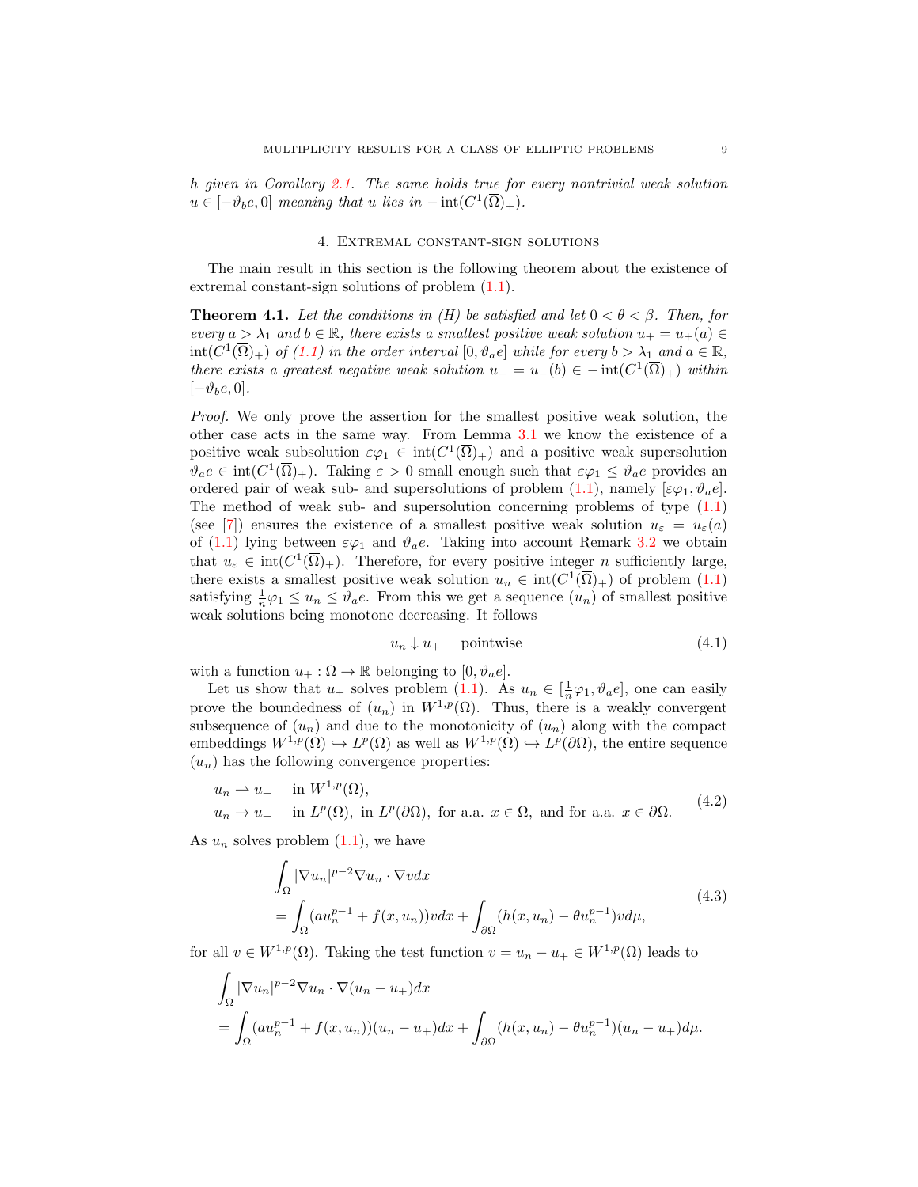*h given in Corollary 2.1. The same holds true for every nontrivial weak solution $u \in [-\vartheta_b e, 0]$ meaning that $u$ lies in $-\operatorname{int}(C^1(\overline{\Omega})_+)$.*

## 4. Extremal constant-sign solutions

The main result in this section is the following theorem about the existence of extremal constant-sign solutions of problem (1.1).

**Theorem 4.1.** *Let the conditions in (H) be satisfied and let $0 < \theta < \beta$. Then, for every $a > \lambda_1$ and $b \in \mathbb{R}$, there exists a smallest positive weak solution $u_+ = u_+(a) \in \operatorname{int}(C^1(\overline{\Omega})_+)$ of (1.1) in the order interval $[0, \vartheta_a e]$ while for every $b > \lambda_1$ and $a \in \mathbb{R}$, there exists a greatest negative weak solution $u_- = u_-(b) \in -\operatorname{int}(C^1(\overline{\Omega})_+)$ within $[-\vartheta_b e, 0]$.*

*Proof.* We only prove the assertion for the smallest positive weak solution, the other case acts in the same way. From Lemma 3.1 we know the existence of a positive weak subsolution $\varepsilon\varphi_1 \in \operatorname{int}(C^1(\overline{\Omega})_+)$ and a positive weak supersolution $\vartheta_a e \in \operatorname{int}(C^1(\overline{\Omega})_+)$. Taking $\varepsilon > 0$ small enough such that $\varepsilon\varphi_1 \leq \vartheta_a e$ provides an ordered pair of weak sub- and supersolutions of problem (1.1), namely $[\varepsilon\varphi_1, \vartheta_a e]$. The method of weak sub- and supersolution concerning problems of type (1.1) (see [7]) ensures the existence of a smallest positive weak solution $u_\varepsilon = u_\varepsilon(a)$ of (1.1) lying between $\varepsilon\varphi_1$ and $\vartheta_a e$. Taking into account Remark 3.2 we obtain that $u_\varepsilon \in \operatorname{int}(C^1(\overline{\Omega})_+)$. Therefore, for every positive integer $n$ sufficiently large, there exists a smallest positive weak solution $u_n \in \operatorname{int}(C^1(\overline{\Omega})_+)$ of problem (1.1) satisfying $\frac{1}{n}\varphi_1 \leq u_n \leq \vartheta_a e$. From this we get a sequence $(u_n)$ of smallest positive weak solutions being monotone decreasing. It follows

$$u_n \downarrow u_+ \quad \text{pointwise} \tag{4.1}$$

with a function $u_+ : \Omega \to \mathbb{R}$ belonging to $[0, \vartheta_a e]$.

Let us show that $u_+$ solves problem (1.1). As $u_n \in [\frac{1}{n}\varphi_1, \vartheta_a e]$, one can easily prove the boundedness of $(u_n)$ in $W^{1,p}(\Omega)$. Thus, there is a weakly convergent subsequence of $(u_n)$ and due to the monotonicity of $(u_n)$ along with the compact embeddings $W^{1,p}(\Omega) \hookrightarrow L^p(\Omega)$ as well as $W^{1,p}(\Omega) \hookrightarrow L^p(\partial\Omega)$, the entire sequence $(u_n)$ has the following convergence properties:

$$\begin{aligned}
&u_n \rightharpoonup u_+ \quad \text{in } W^{1,p}(\Omega), \\
&u_n \to u_+ \quad \text{in } L^p(\Omega), \text{ in } L^p(\partial\Omega), \text{ for a.a. } x \in \Omega, \text{ and for a.a. } x \in \partial\Omega.
\end{aligned} \tag{4.2}$$

As $u_n$ solves problem (1.1), we have

$$\begin{aligned}
&\int_\Omega |\nabla u_n|^{p-2} \nabla u_n \cdot \nabla v dx \\
&= \int_\Omega (a u_n^{p-1} + f(x, u_n)) v dx + \int_{\partial\Omega} (h(x, u_n) - \theta u_n^{p-1}) v d\mu,
\end{aligned} \tag{4.3}$$

for all $v \in W^{1,p}(\Omega)$. Taking the test function $v = u_n - u_+ \in W^{1,p}(\Omega)$ leads to

$$\begin{aligned}
&\int_\Omega |\nabla u_n|^{p-2} \nabla u_n \cdot \nabla (u_n - u_+) dx \\
&= \int_\Omega (a u_n^{p-1} + f(x, u_n))(u_n - u_+) dx + \int_{\partial\Omega} (h(x, u_n) - \theta u_n^{p-1})(u_n - u_+) d\mu.
\end{aligned}$$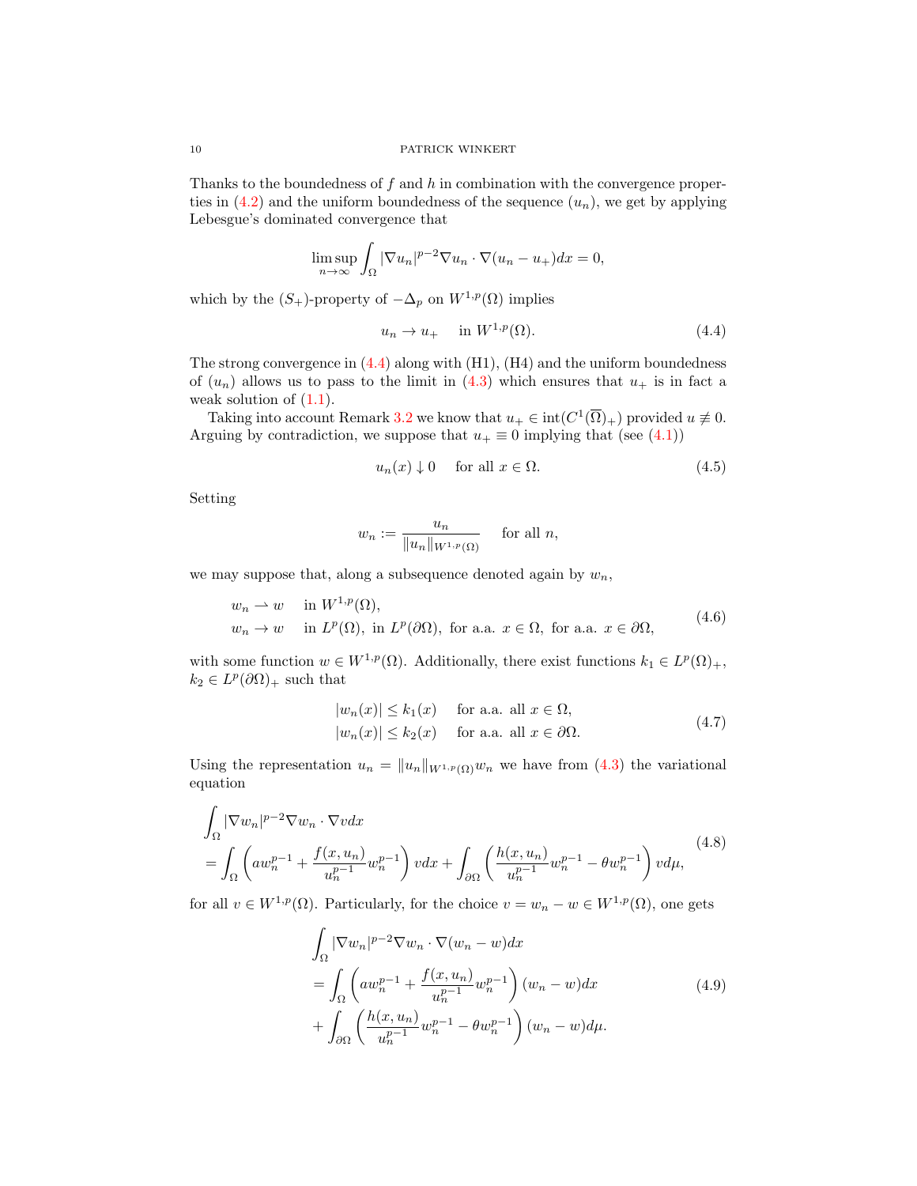Thanks to the boundedness of $f$ and $h$ in combination with the convergence properties in (4.2) and the uniform boundedness of the sequence $(u_n)$, we get by applying Lebesgue's dominated convergence that

$$\limsup_{n\to\infty} \int_\Omega |\nabla u_n|^{p-2}\nabla u_n \cdot \nabla(u_n - u_+)dx = 0,$$

which by the $(S_+)$-property of $-\Delta_p$ on $W^{1,p}(\Omega)$ implies

$$u_n \to u_+ \quad \text{in } W^{1,p}(\Omega). \tag{4.4}$$

The strong convergence in (4.4) along with (H1), (H4) and the uniform boundedness of $(u_n)$ allows us to pass to the limit in (4.3) which ensures that $u_+$ is in fact a weak solution of (1.1).

Taking into account Remark 3.2 we know that $u_+ \in \operatorname{int}(C^1(\overline{\Omega})_+)$ provided $u \not\equiv 0$. Arguing by contradiction, we suppose that $u_+ \equiv 0$ implying that (see (4.1))

$$u_n(x) \downarrow 0 \quad \text{for all } x \in \Omega. \tag{4.5}$$

Setting

$$w_n := \frac{u_n}{\|u_n\|_{W^{1,p}(\Omega)}} \quad \text{for all } n,$$

we may suppose that, along a subsequence denoted again by $w_n$,

$$\begin{aligned} &w_n \rightharpoonup w \quad \text{in } W^{1,p}(\Omega),\\ &w_n \to w \quad \text{in } L^p(\Omega), \text{ in } L^p(\partial\Omega), \text{ for a.a. } x \in \Omega, \text{ for a.a. } x \in \partial\Omega, \end{aligned} \tag{4.6}$$

with some function $w \in W^{1,p}(\Omega)$. Additionally, there exist functions $k_1 \in L^p(\Omega)_+$, $k_2 \in L^p(\partial\Omega)_+$ such that

$$\begin{aligned} |w_n(x)| &\le k_1(x) \quad \text{for a.a. all } x \in \Omega,\\ |w_n(x)| &\le k_2(x) \quad \text{for a.a. all } x \in \partial\Omega. \end{aligned} \tag{4.7}$$

Using the representation $u_n = \|u_n\|_{W^{1,p}(\Omega)} w_n$ we have from (4.3) the variational equation

$$\begin{aligned} &\int_\Omega |\nabla w_n|^{p-2}\nabla w_n \cdot \nabla v dx\\ &= \int_\Omega \left( a w_n^{p-1} + \frac{f(x,u_n)}{u_n^{p-1}} w_n^{p-1}\right) v dx + \int_{\partial\Omega} \left( \frac{h(x,u_n)}{u_n^{p-1}} w_n^{p-1} - \theta w_n^{p-1}\right) v d\mu, \end{aligned} \tag{4.8}$$

for all $v \in W^{1,p}(\Omega)$. Particularly, for the choice $v = w_n - w \in W^{1,p}(\Omega)$, one gets

$$\begin{aligned} &\int_\Omega |\nabla w_n|^{p-2}\nabla w_n \cdot \nabla(w_n - w) dx\\ &= \int_\Omega \left( a w_n^{p-1} + \frac{f(x,u_n)}{u_n^{p-1}} w_n^{p-1}\right)(w_n - w) dx\\ &+ \int_{\partial\Omega} \left( \frac{h(x,u_n)}{u_n^{p-1}} w_n^{p-1} - \theta w_n^{p-1}\right)(w_n - w) d\mu. \end{aligned} \tag{4.9}$$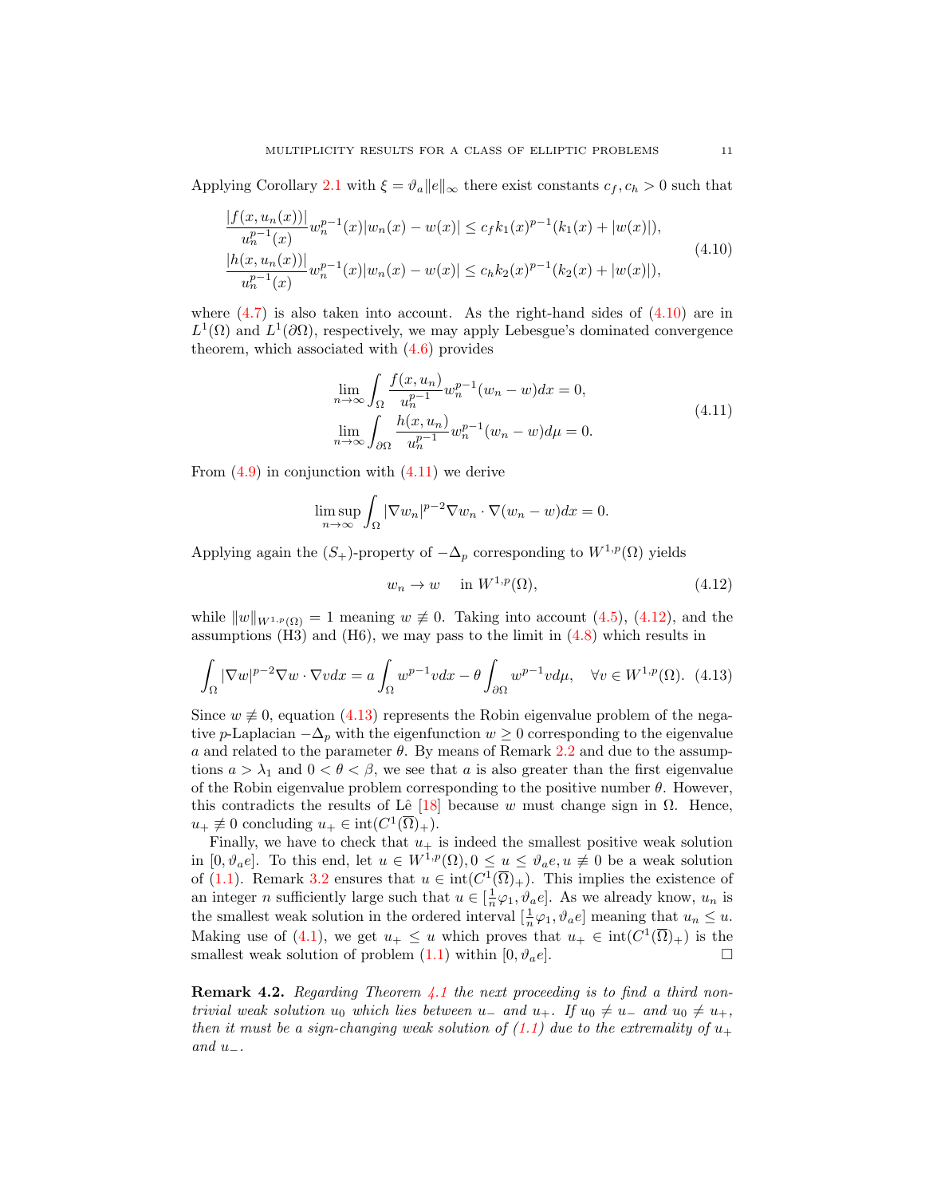Applying Corollary 2.1 with $\xi = \vartheta_a \|e\|_\infty$ there exist constants $c_f, c_h > 0$ such that

$$
\begin{aligned}
\frac{|f(x,u_n(x))|}{u_n^{p-1}(x)} w_n^{p-1}(x)|w_n(x)-w(x)| &\leq c_f k_1(x)^{p-1}(k_1(x)+|w(x)|),\\
\frac{|h(x,u_n(x))|}{u_n^{p-1}(x)} w_n^{p-1}(x)|w_n(x)-w(x)| &\leq c_h k_2(x)^{p-1}(k_2(x)+|w(x)|),
\end{aligned}
\tag{4.10}
$$

where (4.7) is also taken into account. As the right-hand sides of (4.10) are in $L^1(\Omega)$ and $L^1(\partial\Omega)$, respectively, we may apply Lebesgue's dominated convergence theorem, which associated with (4.6) provides

$$
\begin{aligned}
\lim_{n\to\infty} \int_\Omega \frac{f(x,u_n)}{u_n^{p-1}} w_n^{p-1}(w_n - w)dx &= 0,\\
\lim_{n\to\infty} \int_{\partial\Omega} \frac{h(x,u_n)}{u_n^{p-1}} w_n^{p-1}(w_n - w)d\mu &= 0.
\end{aligned}
\tag{4.11}
$$

From (4.9) in conjunction with (4.11) we derive

$$
\limsup_{n\to\infty} \int_\Omega |\nabla w_n|^{p-2}\nabla w_n \cdot \nabla(w_n - w)dx = 0.
$$

Applying again the $(S_+)$-property of $-\Delta_p$ corresponding to $W^{1,p}(\Omega)$ yields

$$
w_n \to w \quad \text{in } W^{1,p}(\Omega), \tag{4.12}
$$

while $\|w\|_{W^{1,p}(\Omega)} = 1$ meaning $w \not\equiv 0$. Taking into account (4.5), (4.12), and the assumptions (H3) and (H6), we may pass to the limit in (4.8) which results in

$$
\int_\Omega |\nabla w|^{p-2}\nabla w \cdot \nabla v dx = a\int_\Omega w^{p-1}v dx - \theta \int_{\partial\Omega} w^{p-1} v d\mu, \quad \forall v \in W^{1,p}(\Omega). \tag{4.13}
$$

Since $w \not\equiv 0$, equation (4.13) represents the Robin eigenvalue problem of the negative $p$-Laplacian $-\Delta_p$ with the eigenfunction $w \geq 0$ corresponding to the eigenvalue $a$ and related to the parameter $\theta$. By means of Remark 2.2 and due to the assumptions $a > \lambda_1$ and $0 < \theta < \beta$, we see that $a$ is also greater than the first eigenvalue of the Robin eigenvalue problem corresponding to the positive number $\theta$. However, this contradicts the results of Lê [18] because $w$ must change sign in $\Omega$. Hence, $u_+ \not\equiv 0$ concluding $u_+ \in \operatorname{int}(C^1(\overline{\Omega})_+)$.

Finally, we have to check that $u_+$ is indeed the smallest positive weak solution in $[0, \vartheta_a e]$. To this end, let $u \in W^{1,p}(\Omega), 0 \leq u \leq \vartheta_a e, u \not\equiv 0$ be a weak solution of (1.1). Remark 3.2 ensures that $u \in \operatorname{int}(C^1(\overline{\Omega})_+)$. This implies the existence of an integer $n$ sufficiently large such that $u \in [\frac{1}{n}\varphi_1, \vartheta_a e]$. As we already know, $u_n$ is the smallest weak solution in the ordered interval $[\frac{1}{n}\varphi_1, \vartheta_a e]$ meaning that $u_n \leq u$. Making use of (4.1), we get $u_+ \leq u$ which proves that $u_+ \in \operatorname{int}(C^1(\overline{\Omega})_+)$ is the smallest weak solution of problem (1.1) within $[0, \vartheta_a e]$. □

**Remark 4.2.** *Regarding Theorem 4.1 the next proceeding is to find a third nontrivial weak solution $u_0$ which lies between $u_-$ and $u_+$. If $u_0 \neq u_-$ and $u_0 \neq u_+$, then it must be a sign-changing weak solution of (1.1) due to the extremality of $u_+$ and $u_-$.*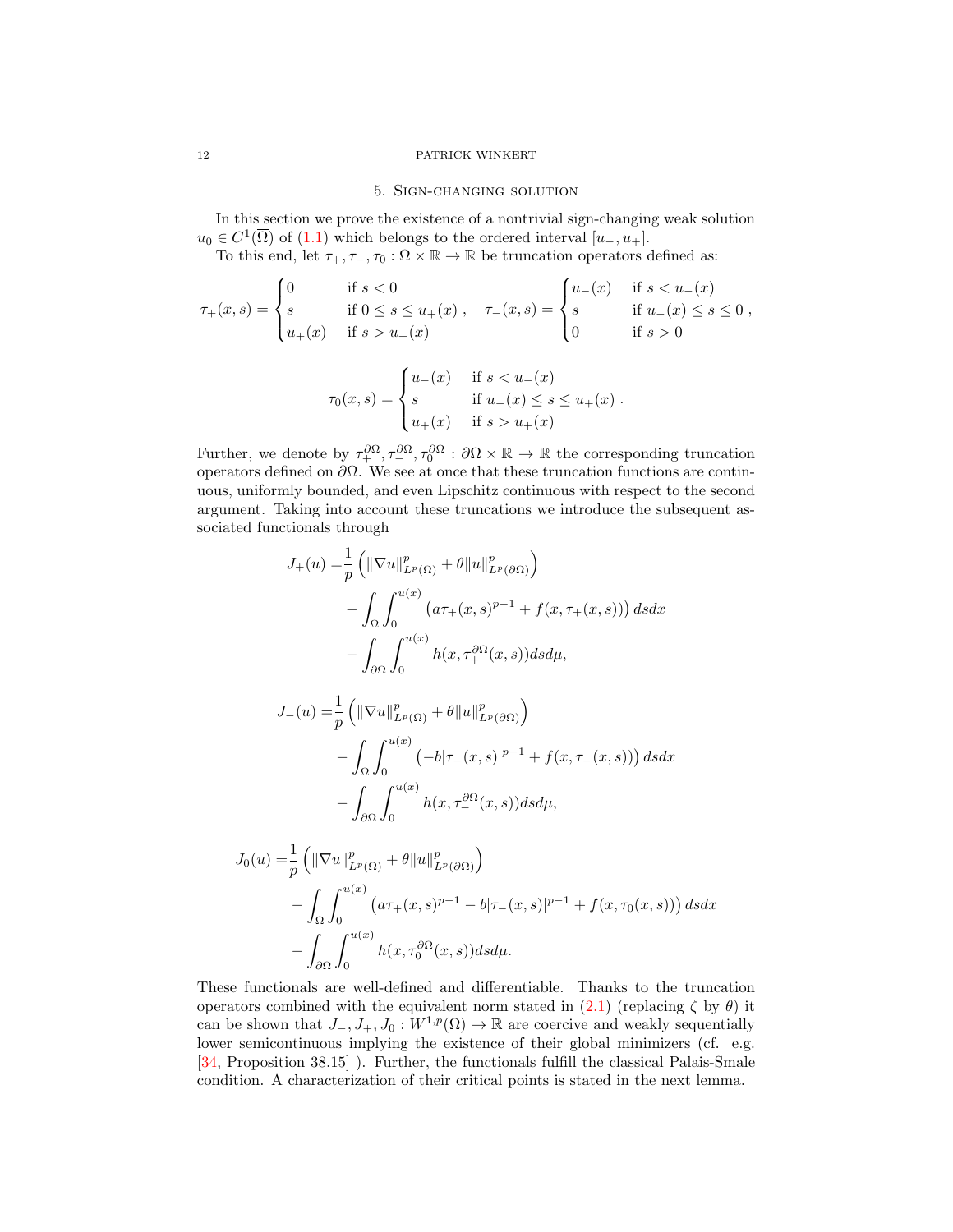## 5. Sign-changing solution

In this section we prove the existence of a nontrivial sign-changing weak solution $u_0 \in C^1(\overline{\Omega})$ of (1.1) which belongs to the ordered interval $[u_-, u_+]$.

To this end, let $\tau_+, \tau_-, \tau_0 : \Omega \times \mathbb{R} \to \mathbb{R}$ be truncation operators defined as:

$$\tau_+(x,s) = \begin{cases} 0 & \text{if } s < 0 \\ s & \text{if } 0 \leq s \leq u_+(x) \\ u_+(x) & \text{if } s > u_+(x) \end{cases}, \quad \tau_-(x,s) = \begin{cases} u_-(x) & \text{if } s < u_-(x) \\ s & \text{if } u_-(x) \leq s \leq 0 \\ 0 & \text{if } s > 0 \end{cases},$$

$$\tau_0(x,s) = \begin{cases} u_-(x) & \text{if } s < u_-(x) \\ s & \text{if } u_-(x) \leq s \leq u_+(x) \\ u_+(x) & \text{if } s > u_+(x) \end{cases}.$$

Further, we denote by $\tau_+^{\partial\Omega}, \tau_-^{\partial\Omega}, \tau_0^{\partial\Omega} : \partial\Omega \times \mathbb{R} \to \mathbb{R}$ the corresponding truncation operators defined on $\partial\Omega$. We see at once that these truncation functions are continuous, uniformly bounded, and even Lipschitz continuous with respect to the second argument. Taking into account these truncations we introduce the subsequent associated functionals through

$$\begin{aligned} J_+(u) =& \frac{1}{p}\left(\|\nabla u\|_{L^p(\Omega)}^p + \theta \|u\|_{L^p(\partial\Omega)}^p\right) \\ &- \int_\Omega \int_0^{u(x)} \left(a\tau_+(x,s)^{p-1} + f(x,\tau_+(x,s))\right) ds dx \\ &- \int_{\partial\Omega} \int_0^{u(x)} h(x,\tau_+^{\partial\Omega}(x,s)) ds d\mu, \end{aligned}$$

$$\begin{aligned} J_-(u) =& \frac{1}{p}\left(\|\nabla u\|_{L^p(\Omega)}^p + \theta \|u\|_{L^p(\partial\Omega)}^p\right) \\ &- \int_\Omega \int_0^{u(x)} \left(-b|\tau_-(x,s)|^{p-1} + f(x,\tau_-(x,s))\right) ds dx \\ &- \int_{\partial\Omega} \int_0^{u(x)} h(x,\tau_-^{\partial\Omega}(x,s)) ds d\mu, \end{aligned}$$

$$\begin{aligned} J_0(u) =& \frac{1}{p}\left(\|\nabla u\|_{L^p(\Omega)}^p + \theta \|u\|_{L^p(\partial\Omega)}^p\right) \\ &- \int_\Omega \int_0^{u(x)} \left(a\tau_+(x,s)^{p-1} - b|\tau_-(x,s)|^{p-1} + f(x,\tau_0(x,s))\right) ds dx \\ &- \int_{\partial\Omega} \int_0^{u(x)} h(x,\tau_0^{\partial\Omega}(x,s)) ds d\mu. \end{aligned}$$

These functionals are well-defined and differentiable. Thanks to the truncation operators combined with the equivalent norm stated in (2.1) (replacing $\zeta$ by $\theta$) it can be shown that $J_-, J_+, J_0 : W^{1,p}(\Omega) \to \mathbb{R}$ are coercive and weakly sequentially lower semicontinuous implying the existence of their global minimizers (cf. e.g. [34, Proposition 38.15] ). Further, the functionals fulfill the classical Palais-Smale condition. A characterization of their critical points is stated in the next lemma.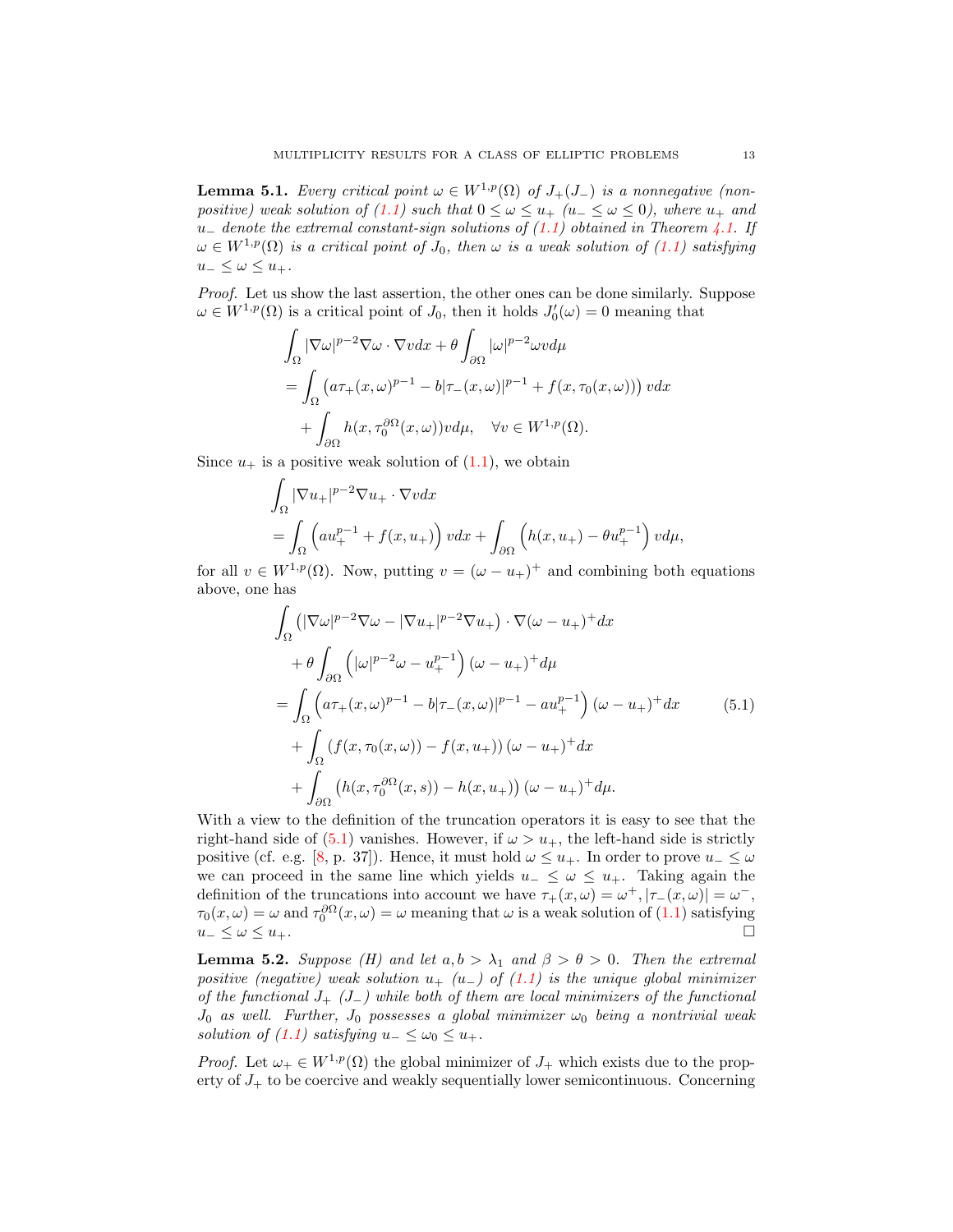**Lemma 5.1.** *Every critical point $\omega \in W^{1,p}(\Omega)$ of $J_+ (J_-)$ is a nonnegative (nonpositive) weak solution of (1.1) such that $0 \le \omega \le u_+$ ($u_- \le \omega \le 0$), where $u_+$ and $u_-$ denote the extremal constant-sign solutions of (1.1) obtained in Theorem 4.1. If $\omega \in W^{1,p}(\Omega)$ is a critical point of $J_0$, then $\omega$ is a weak solution of (1.1) satisfying $u_- \le \omega \le u_+$.*

*Proof.* Let us show the last assertion, the other ones can be done similarly. Suppose $\omega \in W^{1,p}(\Omega)$ is a critical point of $J_0$, then it holds $J_0'(\omega) = 0$ meaning that

$$
\begin{aligned}
&\int_\Omega |\nabla \omega|^{p-2} \nabla \omega \cdot \nabla v dx + \theta \int_{\partial\Omega} |\omega|^{p-2} \omega v d\mu \\
&= \int_\Omega \left( a\tau_+(x,\omega)^{p-1} - b|\tau_-(x,\omega)|^{p-1} + f(x, \tau_0(x,\omega)) \right) v dx \\
&\quad + \int_{\partial\Omega} h(x, \tau_0^{\partial\Omega}(x,\omega)) v d\mu, \quad \forall v \in W^{1,p}(\Omega).
\end{aligned}
$$

Since $u_+$ is a positive weak solution of (1.1), we obtain

$$
\begin{aligned}
&\int_\Omega |\nabla u_+|^{p-2} \nabla u_+ \cdot \nabla v dx \\
&= \int_\Omega \left( a u_+^{p-1} + f(x,u_+) \right) v dx + \int_{\partial\Omega} \left( h(x,u_+) - \theta u_+^{p-1} \right) v d\mu,
\end{aligned}
$$

for all $v \in W^{1,p}(\Omega)$. Now, putting $v = (\omega - u_+)^+$ and combining both equations above, one has

$$
\begin{aligned}
&\int_\Omega \left( |\nabla \omega|^{p-2} \nabla \omega - |\nabla u_+|^{p-2} \nabla u_+ \right) \cdot \nabla (\omega - u_+)^+ dx \\
&\quad + \theta \int_{\partial\Omega} \left( |\omega|^{p-2}\omega - u_+^{p-1} \right) (\omega - u_+)^+ d\mu \\
&= \int_\Omega \left( a\tau_+(x,\omega)^{p-1} - b|\tau_-(x,\omega)|^{p-1} - a u_+^{p-1} \right) (\omega - u_+)^+ dx \\
&\quad + \int_\Omega \left( f(x,\tau_0(x,\omega)) - f(x,u_+) \right) (\omega - u_+)^+ dx \\
&\quad + \int_{\partial\Omega} \left( h(x, \tau_0^{\partial\Omega}(x,s)) - h(x,u_+) \right) (\omega - u_+)^+ d\mu.
\end{aligned}
\tag{5.1}
$$

With a view to the definition of the truncation operators it is easy to see that the right-hand side of (5.1) vanishes. However, if $\omega > u_+$, the left-hand side is strictly positive (cf. e.g. [8, p. 37]). Hence, it must hold $\omega \le u_+$. In order to prove $u_- \le \omega$ we can proceed in the same line which yields $u_- \le \omega \le u_+$. Taking again the definition of the truncations into account we have $\tau_+(x,\omega) = \omega^+, |\tau_-(x,\omega)| = \omega^-$, $\tau_0(x,\omega) = \omega$ and $\tau_0^{\partial\Omega}(x,\omega) = \omega$ meaning that $\omega$ is a weak solution of (1.1) satisfying $u_- \le \omega \le u_+$. $\square$

**Lemma 5.2.** *Suppose (H) and let $a, b > \lambda_1$ and $\beta > \theta > 0$. Then the extremal positive (negative) weak solution $u_+$ ($u_-$) of (1.1) is the unique global minimizer of the functional $J_+$ ($J_-$) while both of them are local minimizers of the functional $J_0$ as well. Further, $J_0$ possesses a global minimizer $\omega_0$ being a nontrivial weak solution of (1.1) satisfying $u_- \le \omega_0 \le u_+$.*

*Proof.* Let $\omega_+ \in W^{1,p}(\Omega)$ the global minimizer of $J_+$ which exists due to the property of $J_+$ to be coercive and weakly sequentially lower semicontinuous. Concerning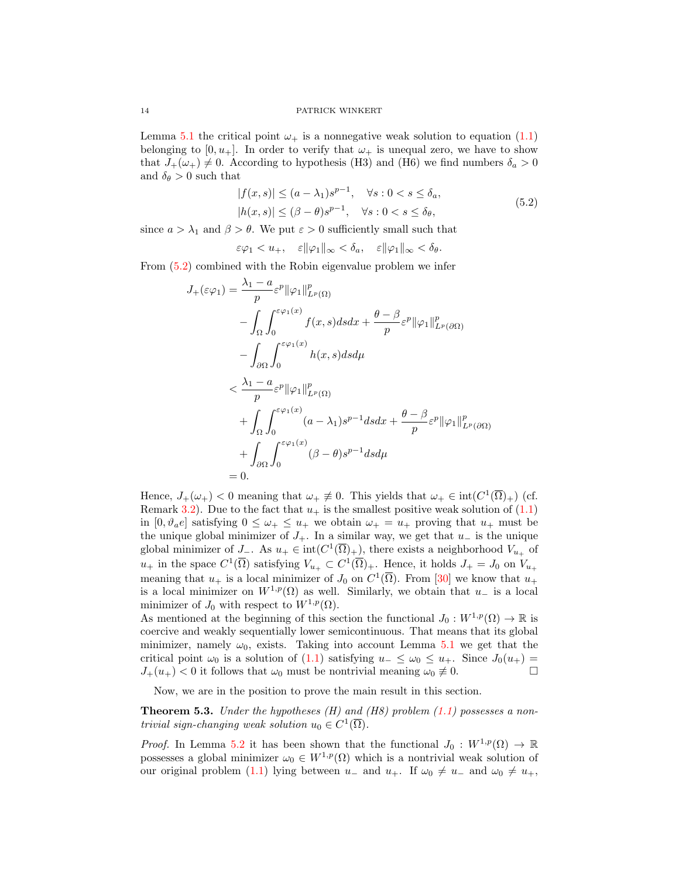Lemma 5.1 the critical point $\omega_+$ is a nonnegative weak solution to equation (1.1) belonging to $[0, u_+]$. In order to verify that $\omega_+$ is unequal zero, we have to show that $J_+(\omega_+) \neq 0$. According to hypothesis (H3) and (H6) we find numbers $\delta_a > 0$ and $\delta_\theta > 0$ such that

$$
\begin{aligned}
|f(x,s)| &\le (a-\lambda_1)s^{p-1}, \quad \forall s : 0 < s \le \delta_a,\\
|h(x,s)| &\le (\beta-\theta)s^{p-1}, \quad \forall s : 0 < s \le \delta_\theta,
\end{aligned}
\tag{5.2}
$$

since $a > \lambda_1$ and $\beta > \theta$. We put $\varepsilon > 0$ sufficiently small such that

$$
\varepsilon\varphi_1 < u_+, \quad \varepsilon\|\varphi_1\|_\infty < \delta_a, \quad \varepsilon\|\varphi_1\|_\infty < \delta_\theta.
$$

From (5.2) combined with the Robin eigenvalue problem we infer

$$
\begin{aligned}
J_+(\varepsilon\varphi_1) &= \frac{\lambda_1 - a}{p}\varepsilon^p\|\varphi_1\|^p_{L^p(\Omega)}\\
&\quad - \int_\Omega\int_0^{\varepsilon\varphi_1(x)} f(x,s)dsdx + \frac{\theta-\beta}{p}\varepsilon^p\|\varphi_1\|^p_{L^p(\partial\Omega)}\\
&\quad - \int_{\partial\Omega}\int_0^{\varepsilon\varphi_1(x)} h(x,s)dsd\mu\\
&< \frac{\lambda_1 - a}{p}\varepsilon^p\|\varphi_1\|^p_{L^p(\Omega)}\\
&\quad + \int_\Omega\int_0^{\varepsilon\varphi_1(x)} (a-\lambda_1)s^{p-1}dsdx + \frac{\theta-\beta}{p}\varepsilon^p\|\varphi_1\|^p_{L^p(\partial\Omega)}\\
&\quad + \int_{\partial\Omega}\int_0^{\varepsilon\varphi_1(x)} (\beta-\theta)s^{p-1}dsd\mu\\
&= 0.
\end{aligned}
$$

Hence, $J_+(\omega_+) < 0$ meaning that $\omega_+ \not\equiv 0$. This yields that $\omega_+ \in \operatorname{int}(C^1(\overline{\Omega})_+)$ (cf. Remark 3.2). Due to the fact that $u_+$ is the smallest positive weak solution of (1.1) in $[0, \vartheta_a e]$ satisfying $0 \le \omega_+ \le u_+$ we obtain $\omega_+ = u_+$ proving that $u_+$ must be the unique global minimizer of $J_+$. In a similar way, we get that $u_-$ is the unique global minimizer of $J_-$. As $u_+ \in \operatorname{int}(C^1(\overline{\Omega})_+)$, there exists a neighborhood $V_{u_+}$ of $u_+$ in the space $C^1(\overline{\Omega})$ satisfying $V_{u_+} \subset C^1(\overline{\Omega})_+$. Hence, it holds $J_+ = J_0$ on $V_{u_+}$ meaning that $u_+$ is a local minimizer of $J_0$ on $C^1(\overline{\Omega})$. From [30] we know that $u_+$ is a local minimizer on $W^{1,p}(\Omega)$ as well. Similarly, we obtain that $u_-$ is a local minimizer of $J_0$ with respect to $W^{1,p}(\Omega)$.
As mentioned at the beginning of this section the functional $J_0 : W^{1,p}(\Omega) \to \mathbb{R}$ is coercive and weakly sequentially lower semicontinuous. That means that its global minimizer, namely $\omega_0$, exists. Taking into account Lemma 5.1 we get that the critical point $\omega_0$ is a solution of (1.1) satisfying $u_- \le \omega_0 \le u_+$. Since $J_0(u_+) = J_+(u_+) < 0$ it follows that $\omega_0$ must be nontrivial meaning $\omega_0 \not\equiv 0$. $\square$

Now, we are in the position to prove the main result in this section.

**Theorem 5.3.** *Under the hypotheses (H) and (H8) problem (1.1) possesses a nontrivial sign-changing weak solution $u_0 \in C^1(\overline{\Omega})$.*

*Proof.* In Lemma 5.2 it has been shown that the functional $J_0 : W^{1,p}(\Omega) \to \mathbb{R}$ possesses a global minimizer $\omega_0 \in W^{1,p}(\Omega)$ which is a nontrivial weak solution of our original problem (1.1) lying between $u_-$ and $u_+$. If $\omega_0 \neq u_-$ and $\omega_0 \neq u_+$,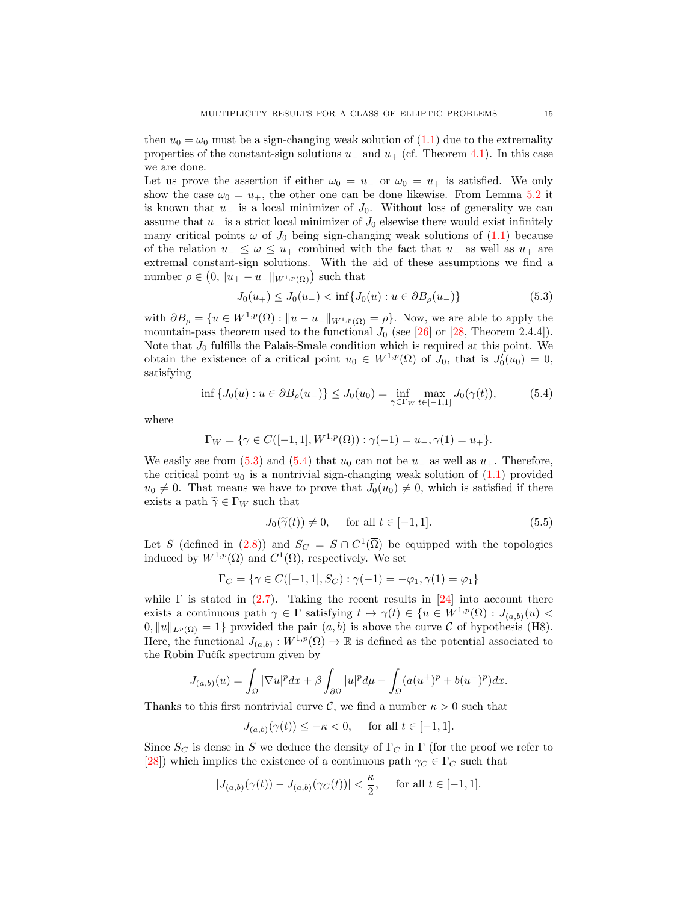then $u_0 = \omega_0$ must be a sign-changing weak solution of (1.1) due to the extremality properties of the constant-sign solutions $u_-$ and $u_+$ (cf. Theorem 4.1). In this case we are done.

Let us prove the assertion if either $\omega_0 = u_-$ or $\omega_0 = u_+$ is satisfied. We only show the case $\omega_0 = u_+$, the other one can be done likewise. From Lemma 5.2 it is known that $u_-$ is a local minimizer of $J_0$. Without loss of generality we can assume that $u_-$ is a strict local minimizer of $J_0$ elsewise there would exist infinitely many critical points $\omega$ of $J_0$ being sign-changing weak solutions of (1.1) because of the relation $u_- \leq \omega \leq u_+$ combined with the fact that $u_-$ as well as $u_+$ are extremal constant-sign solutions. With the aid of these assumptions we find a number $\rho \in \left(0, \|u_+ - u_-\|_{W^{1,p}(\Omega)}\right)$ such that

$$J_0(u_+) \leq J_0(u_-) < \inf\{J_0(u) : u \in \partial B_\rho(u_-)\} \tag{5.3}$$

with $\partial B_\rho = \{u \in W^{1,p}(\Omega) : \|u - u_-\|_{W^{1,p}(\Omega)} = \rho\}$. Now, we are able to apply the mountain-pass theorem used to the functional $J_0$ (see [26] or [28, Theorem 2.4.4]). Note that $J_0$ fulfills the Palais-Smale condition which is required at this point. We obtain the existence of a critical point $u_0 \in W^{1,p}(\Omega)$ of $J_0$, that is $J_0'(u_0) = 0$, satisfying

$$\inf\{J_0(u) : u \in \partial B_\rho(u_-)\} \leq J_0(u_0) = \inf_{\gamma \in \Gamma_W} \max_{t \in [-1,1]} J_0(\gamma(t)), \tag{5.4}$$

where

$$\Gamma_W = \{\gamma \in C([-1,1], W^{1,p}(\Omega)) : \gamma(-1) = u_-, \gamma(1) = u_+\}.$$

We easily see from (5.3) and (5.4) that $u_0$ can not be $u_-$ as well as $u_+$. Therefore, the critical point $u_0$ is a nontrivial sign-changing weak solution of (1.1) provided $u_0 \neq 0$. That means we have to prove that $J_0(u_0) \neq 0$, which is satisfied if there exists a path $\widetilde{\gamma} \in \Gamma_W$ such that

$$J_0(\widetilde{\gamma}(t)) \neq 0, \quad \text{ for all } t \in [-1,1]. \tag{5.5}$$

Let $S$ (defined in (2.8)) and $S_C = S \cap C^1(\overline{\Omega})$ be equipped with the topologies induced by $W^{1,p}(\Omega)$ and $C^1(\overline{\Omega})$, respectively. We set

$$\Gamma_C = \{\gamma \in C([-1,1], S_C) : \gamma(-1) = -\varphi_1, \gamma(1) = \varphi_1\}$$

while $\Gamma$ is stated in (2.7). Taking the recent results in [24] into account there exists a continuous path $\gamma \in \Gamma$ satisfying $t \mapsto \gamma(t) \in \{u \in W^{1,p}(\Omega) : J_{(a,b)}(u) < 0, \|u\|_{L^p(\Omega)} = 1\}$ provided the pair $(a,b)$ is above the curve $\mathcal{C}$ of hypothesis (H8). Here, the functional $J_{(a,b)} : W^{1,p}(\Omega) \to \mathbb{R}$ is defined as the potential associated to the Robin Fučík spectrum given by

$$J_{(a,b)}(u) = \int_\Omega |\nabla u|^p dx + \beta \int_{\partial\Omega} |u|^p d\mu - \int_\Omega (a(u^+)^p + b(u^-)^p) dx.$$

Thanks to this first nontrivial curve $\mathcal{C}$, we find a number $\kappa > 0$ such that

$$J_{(a,b)}(\gamma(t)) \leq -\kappa < 0, \quad \text{ for all } t \in [-1,1].$$

Since $S_C$ is dense in $S$ we deduce the density of $\Gamma_C$ in $\Gamma$ (for the proof we refer to [28]) which implies the existence of a continuous path $\gamma_C \in \Gamma_C$ such that

$$|J_{(a,b)}(\gamma(t)) - J_{(a,b)}(\gamma_C(t))| < \frac{\kappa}{2}, \quad \text{ for all } t \in [-1,1].$$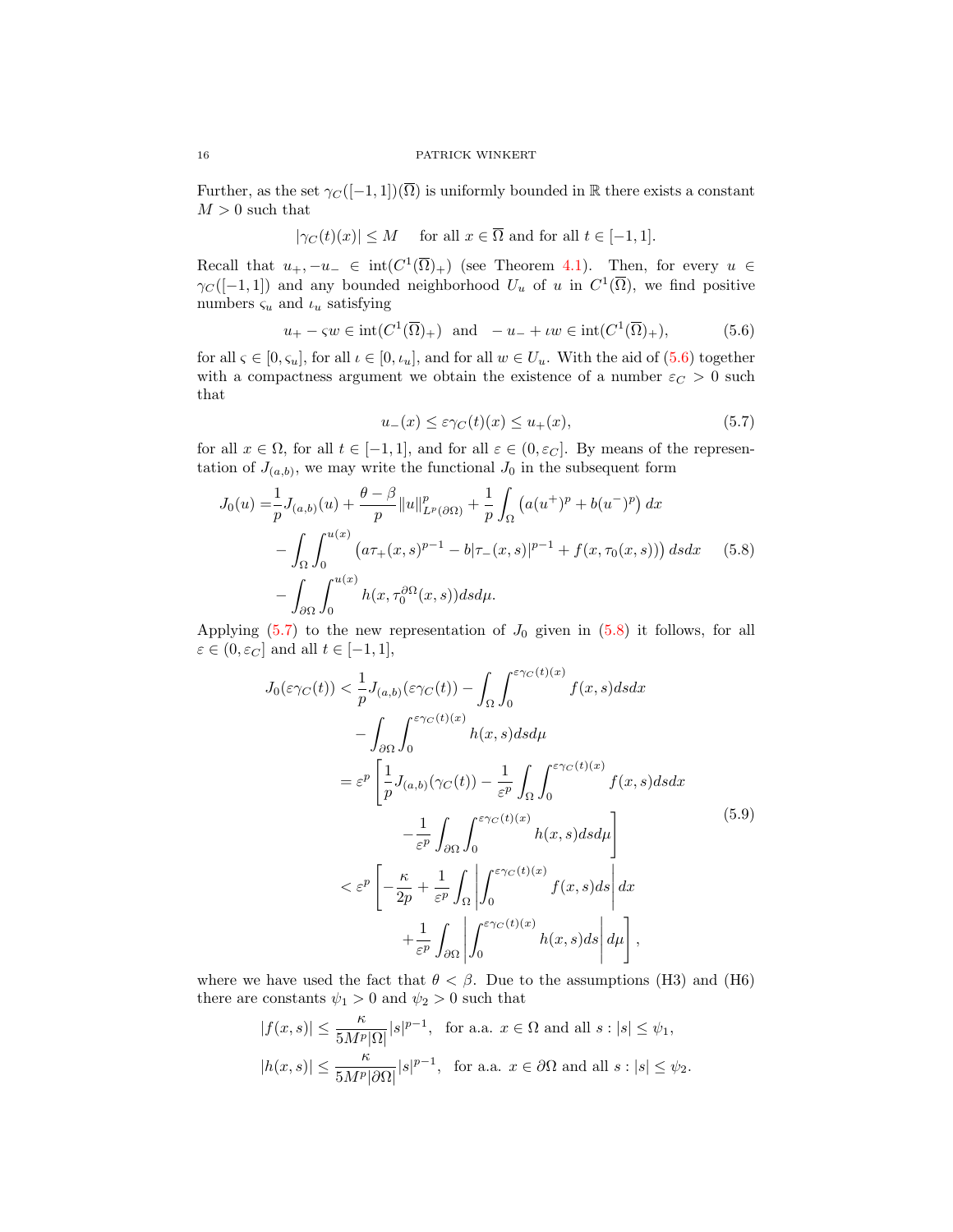Further, as the set $\gamma_C([-1,1])(\overline{\Omega})$ is uniformly bounded in $\mathbb{R}$ there exists a constant $M>0$ such that

$$|\gamma_C(t)(x)| \le M \quad \text{ for all } x \in \overline{\Omega} \text{ and for all } t \in [-1,1].$$

Recall that $u_+, -u_- \in \operatorname{int}(C^1(\overline{\Omega})_+)$ (see Theorem 4.1). Then, for every $u \in \gamma_C([-1,1])$ and any bounded neighborhood $U_u$ of $u$ in $C^1(\overline{\Omega})$, we find positive numbers $\varsigma_u$ and $\iota_u$ satisfying

$$u_+ - \varsigma w \in \operatorname{int}(C^1(\overline{\Omega})_+) \quad\text{and}\quad -u_- + \iota w \in \operatorname{int}(C^1(\overline{\Omega})_+), \tag{5.6}$$

for all $\varsigma \in [0,\varsigma_u]$, for all $\iota \in [0,\iota_u]$, and for all $w \in U_u$. With the aid of (5.6) together with a compactness argument we obtain the existence of a number $\varepsilon_C > 0$ such that

$$u_-(x) \le \varepsilon \gamma_C(t)(x) \le u_+(x), \tag{5.7}$$

for all $x \in \Omega$, for all $t \in [-1,1]$, and for all $\varepsilon \in (0,\varepsilon_C]$. By means of the representation of $J_{(a,b)}$, we may write the functional $J_0$ in the subsequent form

$$\begin{aligned}
J_0(u) =& \frac{1}{p} J_{(a,b)}(u) + \frac{\theta-\beta}{p}\|u\|^p_{L^p(\partial\Omega)} + \frac{1}{p}\int_\Omega \left(a(u^+)^p + b(u^-)^p\right)dx \\
&- \int_\Omega \int_0^{u(x)} \left(a\tau_+(x,s)^{p-1} - b|\tau_-(x,s)|^{p-1} + f(x,\tau_0(x,s))\right) ds dx \\
&- \int_{\partial\Omega}\int_0^{u(x)} h(x,\tau_0^{\partial\Omega}(x,s)) ds d\mu.
\end{aligned} \tag{5.8}$$

Applying (5.7) to the new representation of $J_0$ given in (5.8) it follows, for all $\varepsilon \in (0,\varepsilon_C]$ and all $t \in [-1,1]$,

$$\begin{aligned}
J_0(\varepsilon\gamma_C(t)) &< \frac{1}{p} J_{(a,b)}(\varepsilon \gamma_C(t)) - \int_\Omega \int_0^{\varepsilon\gamma_C(t)(x)} f(x,s) ds dx \\
&\quad - \int_{\partial\Omega}\int_0^{\varepsilon\gamma_C(t)(x)} h(x,s) ds d\mu \\
&= \varepsilon^p \left[ \frac{1}{p} J_{(a,b)}(\gamma_C(t)) - \frac{1}{\varepsilon^p}\int_\Omega \int_0^{\varepsilon\gamma_C(t)(x)} f(x,s) ds dx \right. \\
&\qquad \left. - \frac{1}{\varepsilon^p}\int_{\partial\Omega}\int_0^{\varepsilon\gamma_C(t)(x)} h(x,s) ds d\mu \right] \\
&< \varepsilon^p \left[ -\frac{\kappa}{2p} + \frac{1}{\varepsilon^p}\int_\Omega \left| \int_0^{\varepsilon\gamma_C(t)(x)} f(x,s) ds\right| dx \right. \\
&\qquad \left. + \frac{1}{\varepsilon^p}\int_{\partial\Omega}\left|\int_0^{\varepsilon\gamma_C(t)(x)} h(x,s) ds\right| d\mu \right],
\end{aligned} \tag{5.9}$$

where we have used the fact that $\theta < \beta$. Due to the assumptions (H3) and (H6) there are constants $\psi_1 > 0$ and $\psi_2 > 0$ such that

$$\begin{aligned}
|f(x,s)| &\le \frac{\kappa}{5M^p|\Omega|}|s|^{p-1}, \quad \text{for a.a. } x \in \Omega \text{ and all } s : |s| \le \psi_1, \\
|h(x,s)| &\le \frac{\kappa}{5M^p|\partial\Omega|}|s|^{p-1}, \quad \text{for a.a. } x \in \partial\Omega \text{ and all } s : |s| \le \psi_2.
\end{aligned}$$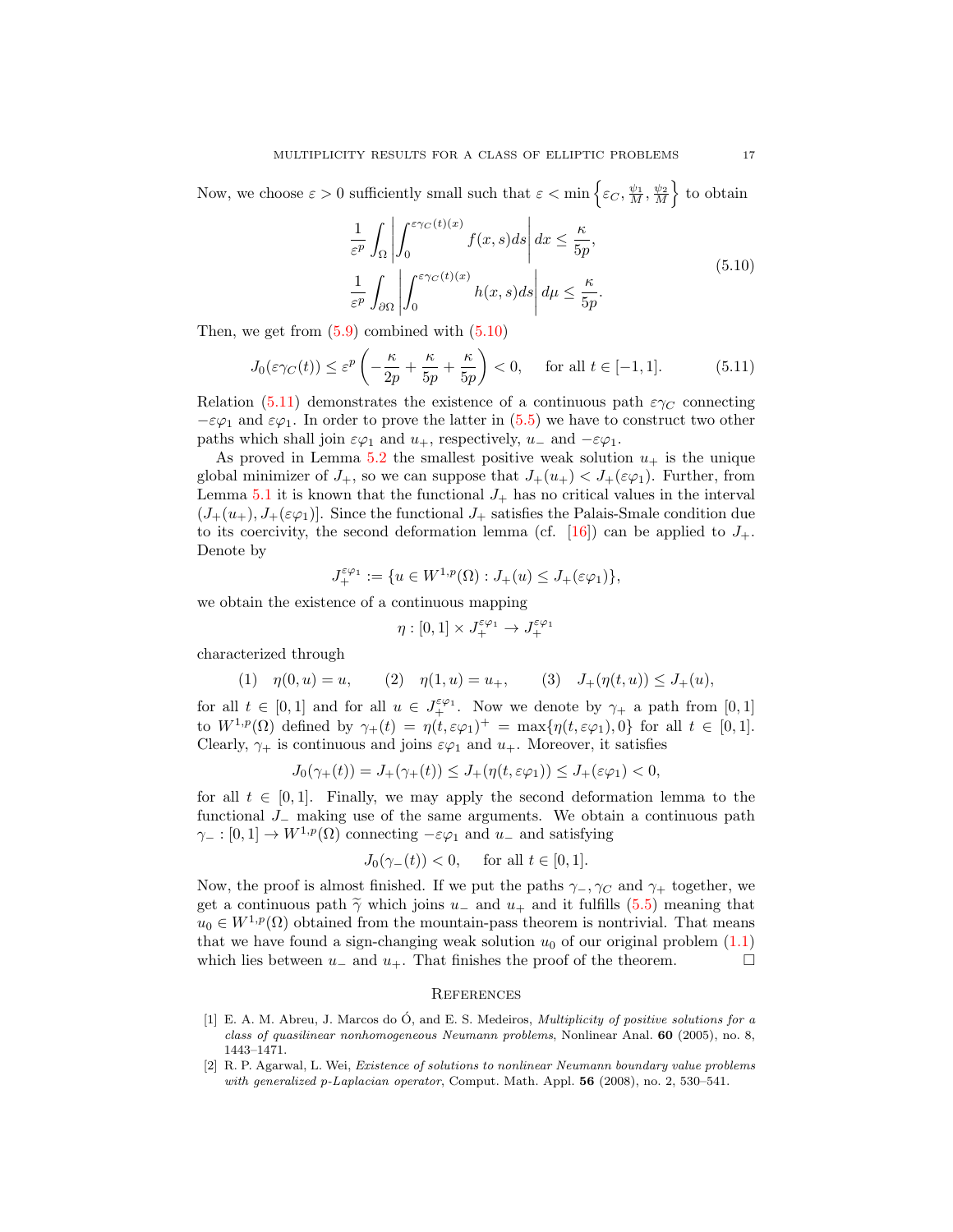Now, we choose $\varepsilon > 0$ sufficiently small such that $\varepsilon < \min\left\{\varepsilon_C, \frac{\psi_1}{M}, \frac{\psi_2}{M}\right\}$ to obtain

$$
\begin{aligned}
&\frac{1}{\varepsilon^p}\int_\Omega \left|\int_0^{\varepsilon\gamma_C(t)(x)} f(x,s)ds\right| dx \leq \frac{\kappa}{5p},\\
&\frac{1}{\varepsilon^p}\int_{\partial\Omega} \left|\int_0^{\varepsilon\gamma_C(t)(x)} h(x,s)ds\right| d\mu \leq \frac{\kappa}{5p}.
\end{aligned}
\tag{5.10}
$$

Then, we get from (5.9) combined with (5.10)

$$
J_0(\varepsilon\gamma_C(t)) \leq \varepsilon^p\left(-\frac{\kappa}{2p}+\frac{\kappa}{5p}+\frac{\kappa}{5p}\right) < 0, \qquad \text{for all } t\in[-1,1]. \tag{5.11}
$$

Relation (5.11) demonstrates the existence of a continuous path $\varepsilon\gamma_C$ connecting $-\varepsilon\varphi_1$ and $\varepsilon\varphi_1$. In order to prove the latter in (5.5) we have to construct two other paths which shall join $\varepsilon\varphi_1$ and $u_+$, respectively, $u_-$ and $-\varepsilon\varphi_1$.

As proved in Lemma 5.2 the smallest positive weak solution $u_+$ is the unique global minimizer of $J_+$, so we can suppose that $J_+(u_+) < J_+(\varepsilon\varphi_1)$. Further, from Lemma 5.1 it is known that the functional $J_+$ has no critical values in the interval $(J_+(u_+), J_+(\varepsilon\varphi_1)]$. Since the functional $J_+$ satisfies the Palais-Smale condition due to its coercivity, the second deformation lemma (cf. [16]) can be applied to $J_+$. Denote by

$$
J_+^{\varepsilon\varphi_1} := \{u\in W^{1,p}(\Omega) : J_+(u) \leq J_+(\varepsilon\varphi_1)\},
$$

we obtain the existence of a continuous mapping

$$
\eta : [0,1]\times J_+^{\varepsilon\varphi_1} \to J_+^{\varepsilon\varphi_1}
$$

characterized through

$$
(1)\quad \eta(0,u)=u, \qquad (2)\quad \eta(1,u)=u_+, \qquad (3)\quad J_+(\eta(t,u)) \leq J_+(u),
$$

for all $t\in[0,1]$ and for all $u\in J_+^{\varepsilon\varphi_1}$. Now we denote by $\gamma_+$ a path from $[0,1]$ to $W^{1,p}(\Omega)$ defined by $\gamma_+(t) = \eta(t,\varepsilon\varphi_1)^+ = \max\{\eta(t,\varepsilon\varphi_1),0\}$ for all $t\in[0,1]$. Clearly, $\gamma_+$ is continuous and joins $\varepsilon\varphi_1$ and $u_+$. Moreover, it satisfies

$$
J_0(\gamma_+(t)) = J_+(\gamma_+(t)) \leq J_+(\eta(t,\varepsilon\varphi_1)) \leq J_+(\varepsilon\varphi_1) < 0,
$$

for all $t\in[0,1]$. Finally, we may apply the second deformation lemma to the functional $J_-$ making use of the same arguments. We obtain a continuous path $\gamma_- : [0,1]\to W^{1,p}(\Omega)$ connecting $-\varepsilon\varphi_1$ and $u_-$ and satisfying

$$
J_0(\gamma_-(t)) < 0, \qquad \text{for all } t\in[0,1].
$$

Now, the proof is almost finished. If we put the paths $\gamma_-, \gamma_C$ and $\gamma_+$ together, we get a continuous path $\widetilde{\gamma}$ which joins $u_-$ and $u_+$ and it fulfills (5.5) meaning that $u_0\in W^{1,p}(\Omega)$ obtained from the mountain-pass theorem is nontrivial. That means that we have found a sign-changing weak solution $u_0$ of our original problem (1.1) which lies between $u_-$ and $u_+$. That finishes the proof of the theorem. $\square$

## References

[1] E. A. M. Abreu, J. Marcos do Ó, and E. S. Medeiros, *Multiplicity of positive solutions for a class of quasilinear nonhomogeneous Neumann problems*, Nonlinear Anal. **60** (2005), no. 8, 1443–1471.

[2] R. P. Agarwal, L. Wei, *Existence of solutions to nonlinear Neumann boundary value problems with generalized p-Laplacian operator*, Comput. Math. Appl. **56** (2008), no. 2, 530–541.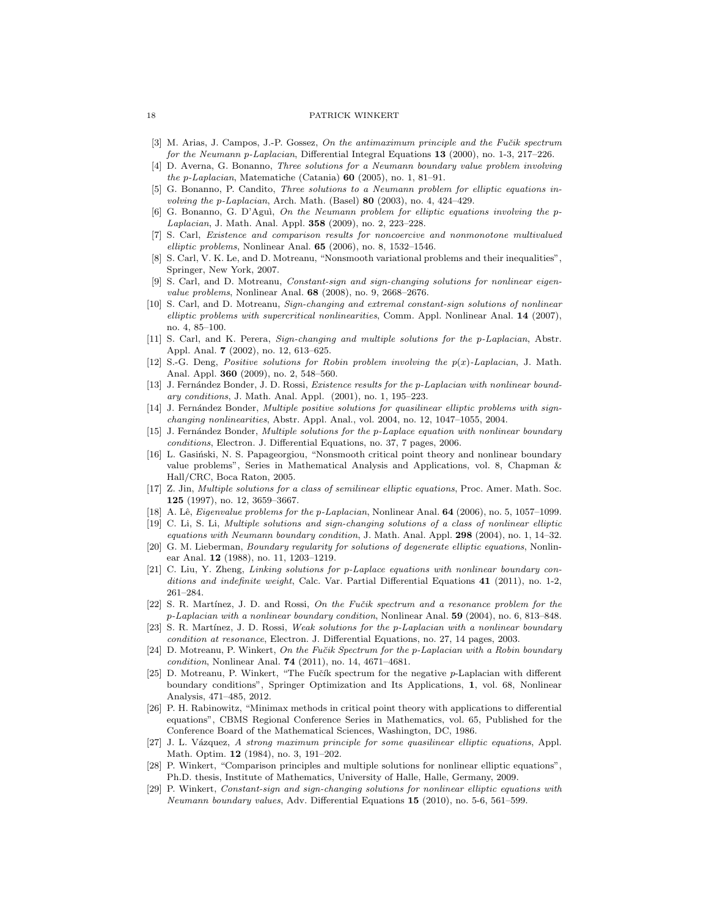[3] M. Arias, J. Campos, J.-P. Gossez, *On the antimaximum principle and the Fučik spectrum for the Neumann p-Laplacian*, Differential Integral Equations **13** (2000), no. 1-3, 217–226.

[4] D. Averna, G. Bonanno, *Three solutions for a Neumann boundary value problem involving the p-Laplacian*, Matematiche (Catania) **60** (2005), no. 1, 81–91.

[5] G. Bonanno, P. Candito, *Three solutions to a Neumann problem for elliptic equations involving the p-Laplacian*, Arch. Math. (Basel) **80** (2003), no. 4, 424–429.

[6] G. Bonanno, G. D'Aguì, *On the Neumann problem for elliptic equations involving the p-Laplacian*, J. Math. Anal. Appl. **358** (2009), no. 2, 223–228.

[7] S. Carl, *Existence and comparison results for noncoercive and nonmonotone multivalued elliptic problems*, Nonlinear Anal. **65** (2006), no. 8, 1532–1546.

[8] S. Carl, V. K. Le, and D. Motreanu, "Nonsmooth variational problems and their inequalities", Springer, New York, 2007.

[9] S. Carl, and D. Motreanu, *Constant-sign and sign-changing solutions for nonlinear eigenvalue problems*, Nonlinear Anal. **68** (2008), no. 9, 2668–2676.

[10] S. Carl, and D. Motreanu, *Sign-changing and extremal constant-sign solutions of nonlinear elliptic problems with supercritical nonlinearities*, Comm. Appl. Nonlinear Anal. **14** (2007), no. 4, 85–100.

[11] S. Carl, and K. Perera, *Sign-changing and multiple solutions for the p-Laplacian*, Abstr. Appl. Anal. **7** (2002), no. 12, 613–625.

[12] S.-G. Deng, *Positive solutions for Robin problem involving the p(x)-Laplacian*, J. Math. Anal. Appl. **360** (2009), no. 2, 548–560.

[13] J. Fernández Bonder, J. D. Rossi, *Existence results for the p-Laplacian with nonlinear boundary conditions*, J. Math. Anal. Appl. (2001), no. 1, 195–223.

[14] J. Fernández Bonder, *Multiple positive solutions for quasilinear elliptic problems with sign-changing nonlinearities*, Abstr. Appl. Anal., vol. 2004, no. 12, 1047–1055, 2004.

[15] J. Fernández Bonder, *Multiple solutions for the p-Laplace equation with nonlinear boundary conditions*, Electron. J. Differential Equations, no. 37, 7 pages, 2006.

[16] L. Gasiński, N. S. Papageorgiou, "Nonsmooth critical point theory and nonlinear boundary value problems", Series in Mathematical Analysis and Applications, vol. 8, Chapman & Hall/CRC, Boca Raton, 2005.

[17] Z. Jin, *Multiple solutions for a class of semilinear elliptic equations*, Proc. Amer. Math. Soc. **125** (1997), no. 12, 3659–3667.

[18] A. Lê, *Eigenvalue problems for the p-Laplacian*, Nonlinear Anal. **64** (2006), no. 5, 1057–1099.

[19] C. Li, S. Li, *Multiple solutions and sign-changing solutions of a class of nonlinear elliptic equations with Neumann boundary condition*, J. Math. Anal. Appl. **298** (2004), no. 1, 14–32.

[20] G. M. Lieberman, *Boundary regularity for solutions of degenerate elliptic equations*, Nonlinear Anal. **12** (1988), no. 11, 1203–1219.

[21] C. Liu, Y. Zheng, *Linking solutions for p-Laplace equations with nonlinear boundary conditions and indefinite weight*, Calc. Var. Partial Differential Equations **41** (2011), no. 1-2, 261–284.

[22] S. R. Martínez, J. D. and Rossi, *On the Fučik spectrum and a resonance problem for the p-Laplacian with a nonlinear boundary condition*, Nonlinear Anal. **59** (2004), no. 6, 813–848.

[23] S. R. Martínez, J. D. Rossi, *Weak solutions for the p-Laplacian with a nonlinear boundary condition at resonance*, Electron. J. Differential Equations, no. 27, 14 pages, 2003.

[24] D. Motreanu, P. Winkert, *On the Fučik Spectrum for the p-Laplacian with a Robin boundary condition*, Nonlinear Anal. **74** (2011), no. 14, 4671–4681.

[25] D. Motreanu, P. Winkert, "The Fučík spectrum for the negative $p$-Laplacian with different boundary conditions", Springer Optimization and Its Applications, **1**, vol. 68, Nonlinear Analysis, 471–485, 2012.

[26] P. H. Rabinowitz, "Minimax methods in critical point theory with applications to differential equations", CBMS Regional Conference Series in Mathematics, vol. 65, Published for the Conference Board of the Mathematical Sciences, Washington, DC, 1986.

[27] J. L. Vázquez, *A strong maximum principle for some quasilinear elliptic equations*, Appl. Math. Optim. **12** (1984), no. 3, 191–202.

[28] P. Winkert, "Comparison principles and multiple solutions for nonlinear elliptic equations", Ph.D. thesis, Institute of Mathematics, University of Halle, Halle, Germany, 2009.

[29] P. Winkert, *Constant-sign and sign-changing solutions for nonlinear elliptic equations with Neumann boundary values*, Adv. Differential Equations **15** (2010), no. 5-6, 561–599.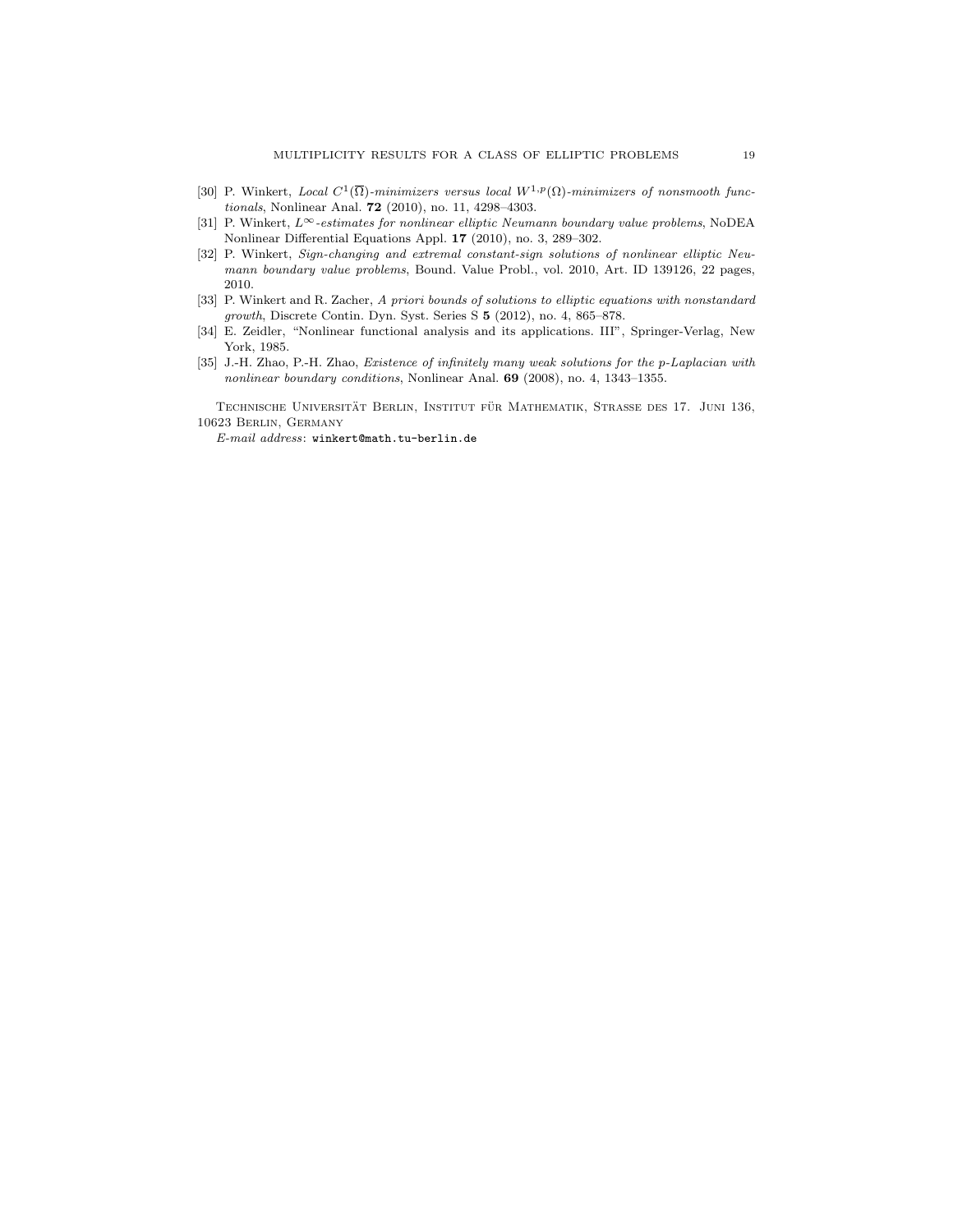[30] P. Winkert, *Local $C^1(\overline{\Omega})$-minimizers versus local $W^{1,p}(\Omega)$-minimizers of nonsmooth functionals*, Nonlinear Anal. **72** (2010), no. 11, 4298–4303.

[31] P. Winkert, *$L^\infty$-estimates for nonlinear elliptic Neumann boundary value problems*, NoDEA Nonlinear Differential Equations Appl. **17** (2010), no. 3, 289–302.

[32] P. Winkert, *Sign-changing and extremal constant-sign solutions of nonlinear elliptic Neumann boundary value problems*, Bound. Value Probl., vol. 2010, Art. ID 139126, 22 pages, 2010.

[33] P. Winkert and R. Zacher, *A priori bounds of solutions to elliptic equations with nonstandard growth*, Discrete Contin. Dyn. Syst. Series S **5** (2012), no. 4, 865–878.

[34] E. Zeidler, "Nonlinear functional analysis and its applications. III", Springer-Verlag, New York, 1985.

[35] J.-H. Zhao, P.-H. Zhao, *Existence of infinitely many weak solutions for the p-Laplacian with nonlinear boundary conditions*, Nonlinear Anal. **69** (2008), no. 4, 1343–1355.

Technische Universität Berlin, Institut für Mathematik, Strasse des 17. Juni 136, 10623 Berlin, Germany

*E-mail address*: winkert@math.tu-berlin.de